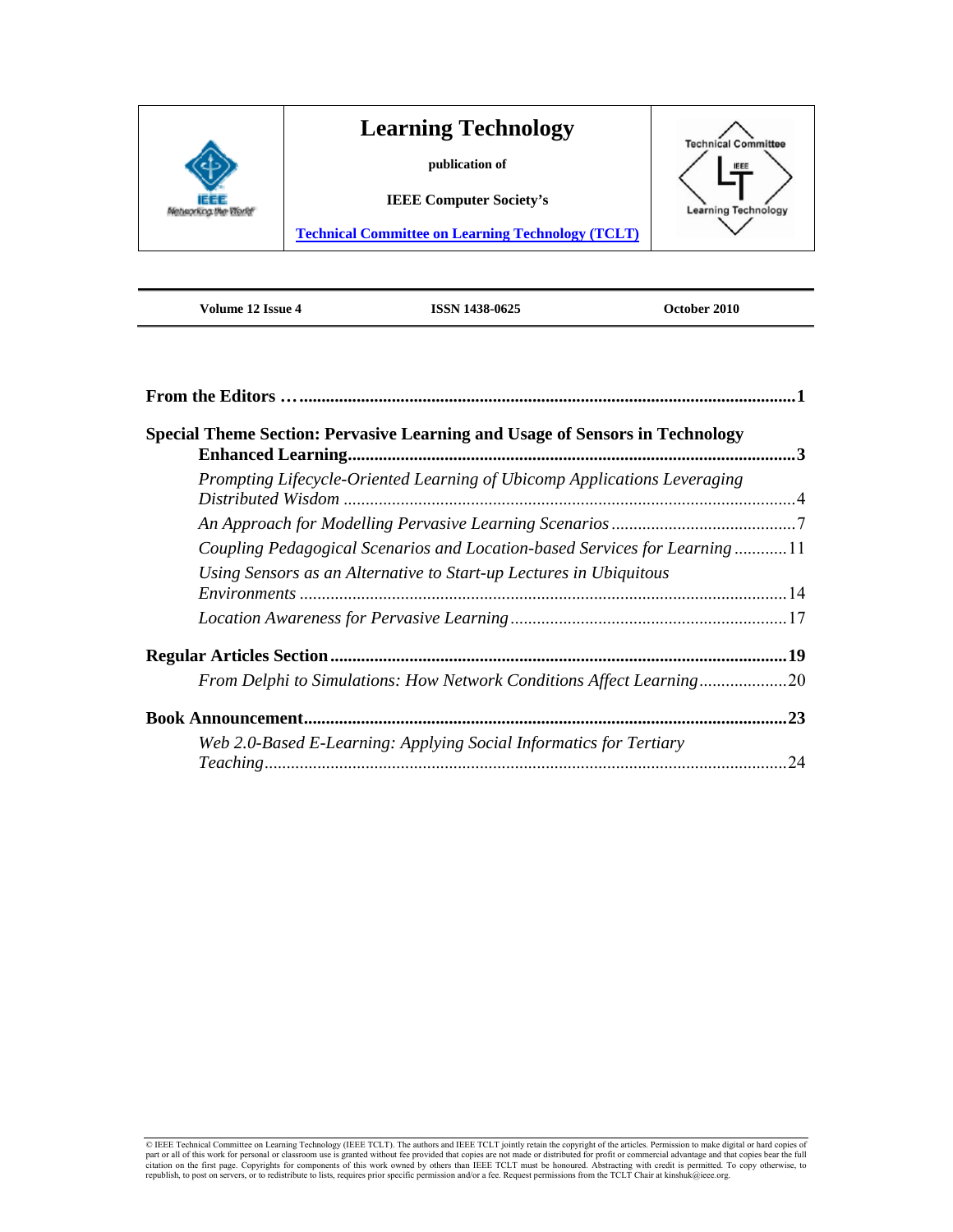# Learning Technology

**publication of**

**IEEE Computer Society's**

**Technical Committee on Learning Technology (TCLT)**

| Volume 12 Issue 4 | ISSN 1438-0625 | October 2010 |
|---|---|---|

**From the Editors …** ........................................................................................................... **1**

**Special Theme Section: Pervasive Learning and Usage of Sensors in Technology Enhanced Learning** ........................................................................................ **3**

- *Prompting Lifecycle-Oriented Learning of Ubicomp Applications Leveraging Distributed Wisdom* ........................................................................................ 4
- *An Approach for Modelling Pervasive Learning Scenarios* .......................................... 7
- *Coupling Pedagogical Scenarios and Location-based Services for Learning* ............ 11
- *Using Sensors as an Alternative to Start-up Lectures in Ubiquitous Environments* .............................................................................................. 14
- *Location Awareness for Pervasive Learning* ............................................................... 17

**Regular Articles Section** ........................................................................................................ **19**

- *From Delphi to Simulations: How Network Conditions Affect Learning* .................... 20

**Book Announcement** ............................................................................................................. **23**

- *Web 2.0-Based E-Learning: Applying Social Informatics for Tertiary Teaching* ........................................................................................................ 24

© IEEE Technical Committee on Learning Technology (IEEE TCLT). The authors and IEEE TCLT jointly retain the copyright of the articles. Permission to make digital or hard copies of part or all of this work for personal or classroom use is granted without fee provided that copies are not made or distributed for profit or commercial advantage and that copies bear the full citation on the first page. Copyrights for components of this work owned by others than IEEE TCLT must be honoured. Abstracting with credit is permitted. To copy otherwise, to republish, to post on servers, or to redistribute to lists, requires prior specific permission and/or a fee. Request permissions from the TCLT Chair at kinshuk@ieee.org.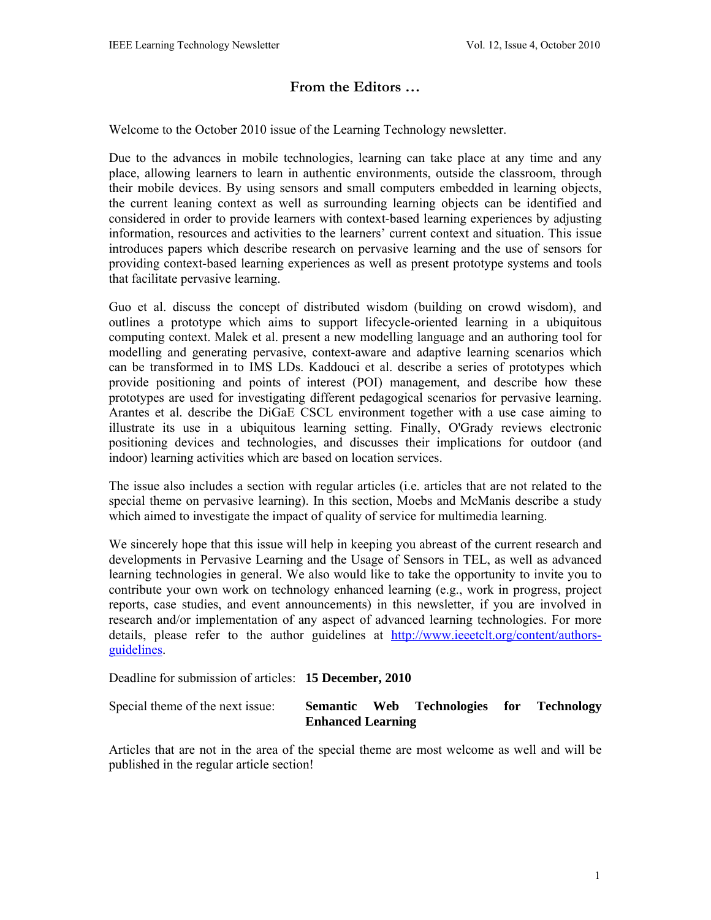# From the Editors …

Welcome to the October 2010 issue of the Learning Technology newsletter.

Due to the advances in mobile technologies, learning can take place at any time and any place, allowing learners to learn in authentic environments, outside the classroom, through their mobile devices. By using sensors and small computers embedded in learning objects, the current leaning context as well as surrounding learning objects can be identified and considered in order to provide learners with context-based learning experiences by adjusting information, resources and activities to the learners' current context and situation. This issue introduces papers which describe research on pervasive learning and the use of sensors for providing context-based learning experiences as well as present prototype systems and tools that facilitate pervasive learning.

Guo et al. discuss the concept of distributed wisdom (building on crowd wisdom), and outlines a prototype which aims to support lifecycle-oriented learning in a ubiquitous computing context. Malek et al. present a new modelling language and an authoring tool for modelling and generating pervasive, context-aware and adaptive learning scenarios which can be transformed in to IMS LDs. Kaddouci et al. describe a series of prototypes which provide positioning and points of interest (POI) management, and describe how these prototypes are used for investigating different pedagogical scenarios for pervasive learning. Arantes et al. describe the DiGaE CSCL environment together with a use case aiming to illustrate its use in a ubiquitous learning setting. Finally, O'Grady reviews electronic positioning devices and technologies, and discusses their implications for outdoor (and indoor) learning activities which are based on location services.

The issue also includes a section with regular articles (i.e. articles that are not related to the special theme on pervasive learning). In this section, Moebs and McManis describe a study which aimed to investigate the impact of quality of service for multimedia learning.

We sincerely hope that this issue will help in keeping you abreast of the current research and developments in Pervasive Learning and the Usage of Sensors in TEL, as well as advanced learning technologies in general. We also would like to take the opportunity to invite you to contribute your own work on technology enhanced learning (e.g., work in progress, project reports, case studies, and event announcements) in this newsletter, if you are involved in research and/or implementation of any aspect of advanced learning technologies. For more details, please refer to the author guidelines at http://www.ieeetclt.org/content/authors-guidelines.

Deadline for submission of articles: **15 December, 2010**

Special theme of the next issue: **Semantic Web Technologies for Technology Enhanced Learning**

Articles that are not in the area of the special theme are most welcome as well and will be published in the regular article section!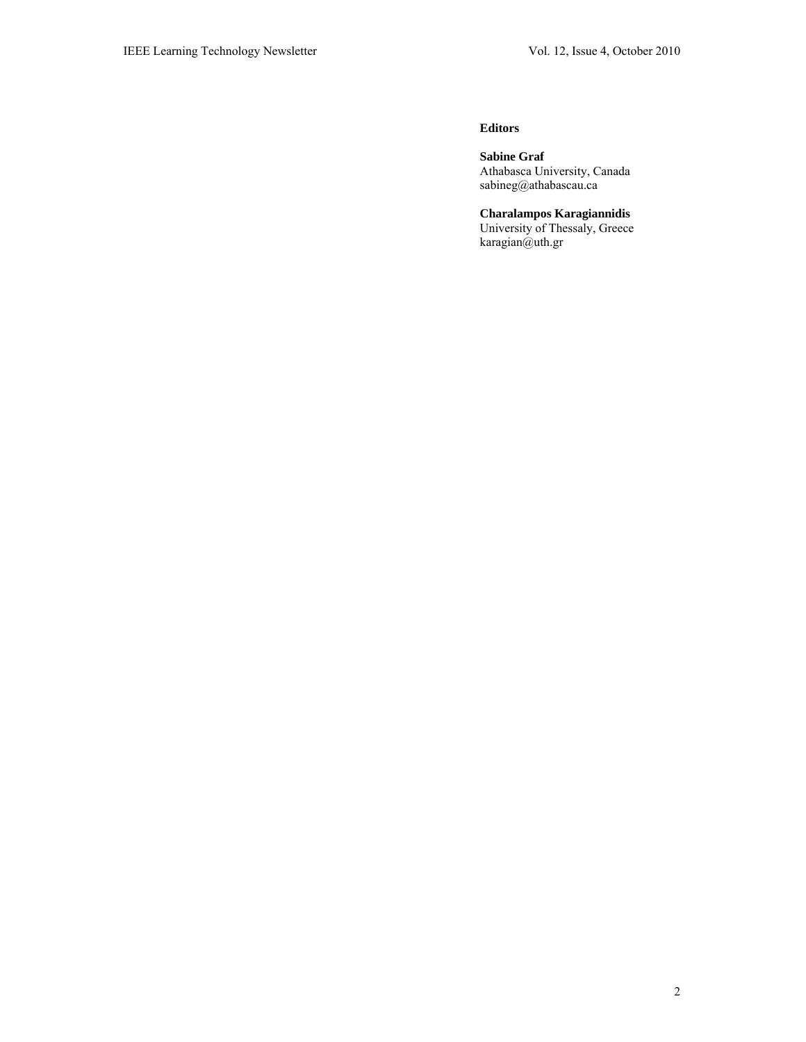**Editors**

**Sabine Graf**
Athabasca University, Canada
sabineg@athabascau.ca

**Charalampos Karagiannidis**
University of Thessaly, Greece
karagian@uth.gr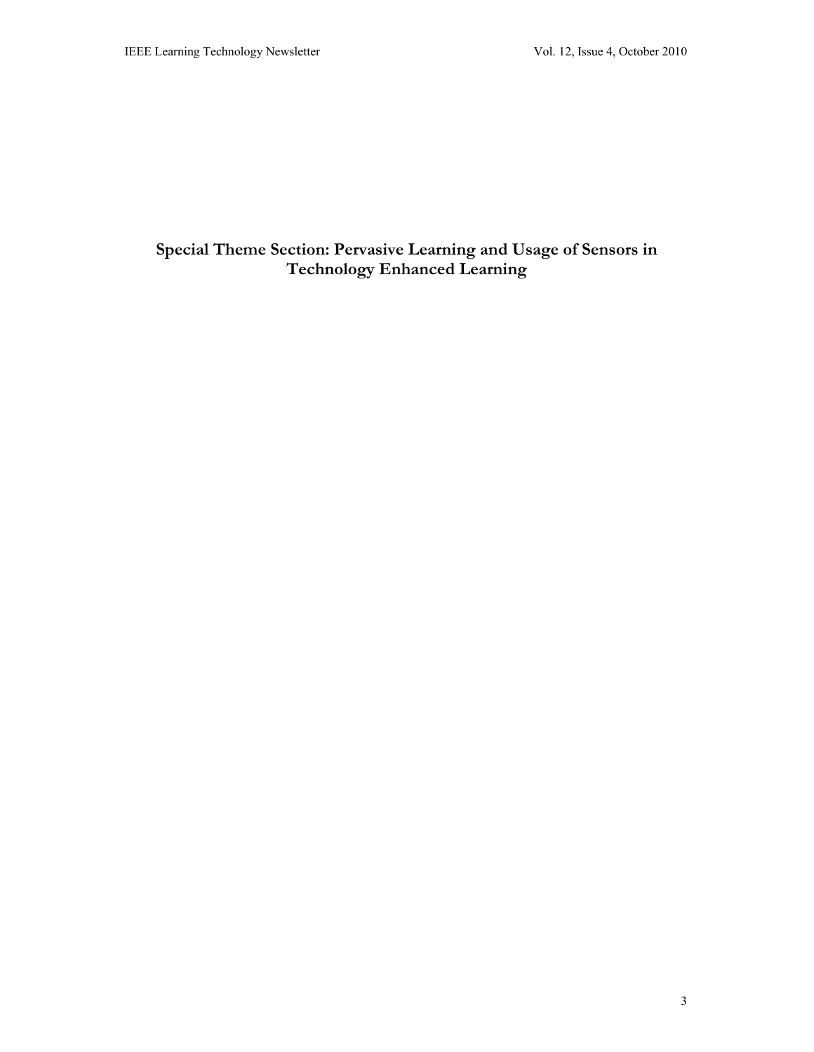# Special Theme Section: Pervasive Learning and Usage of Sensors in Technology Enhanced Learning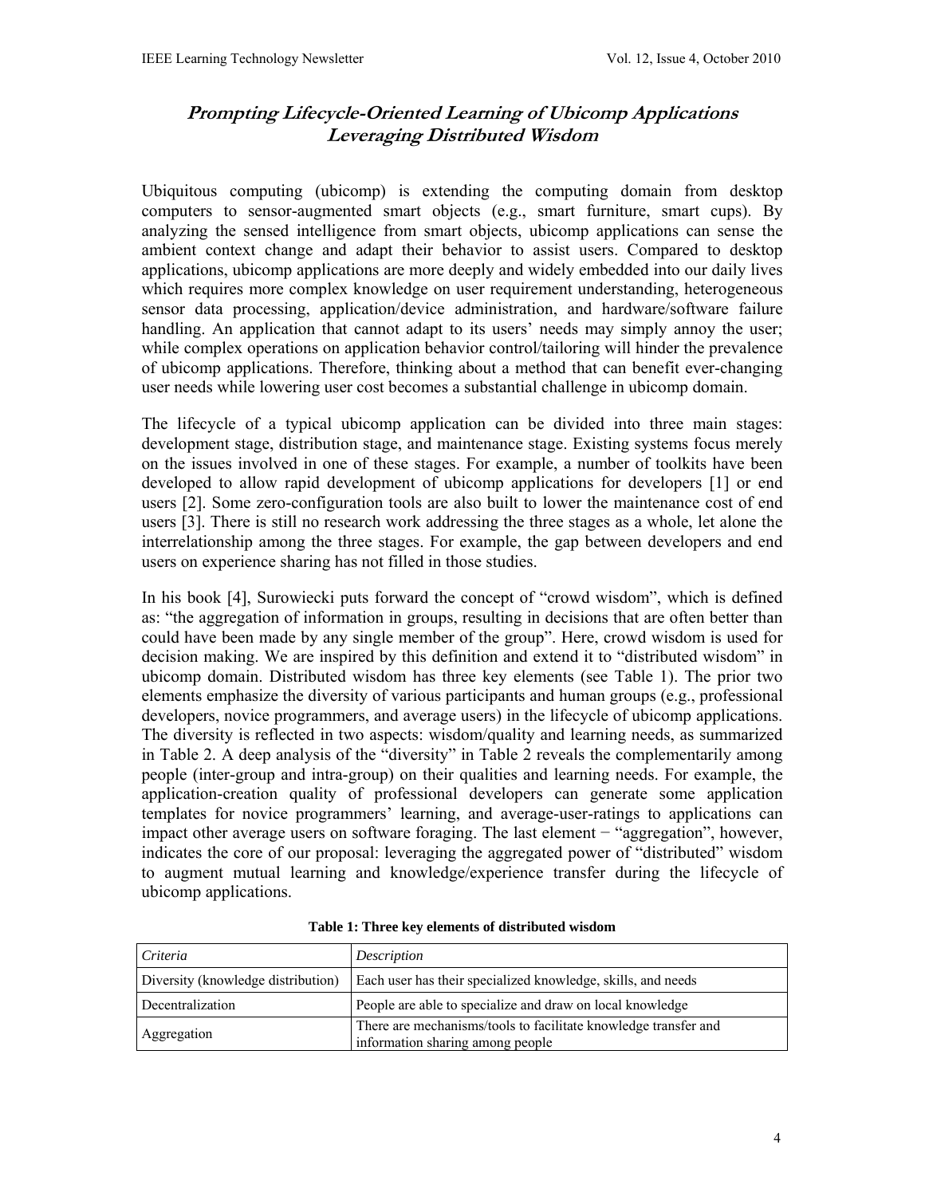## *Prompting Lifecycle-Oriented Learning of Ubicomp Applications Leveraging Distributed Wisdom*

Ubiquitous computing (ubicomp) is extending the computing domain from desktop computers to sensor-augmented smart objects (e.g., smart furniture, smart cups). By analyzing the sensed intelligence from smart objects, ubicomp applications can sense the ambient context change and adapt their behavior to assist users. Compared to desktop applications, ubicomp applications are more deeply and widely embedded into our daily lives which requires more complex knowledge on user requirement understanding, heterogeneous sensor data processing, application/device administration, and hardware/software failure handling. An application that cannot adapt to its users' needs may simply annoy the user; while complex operations on application behavior control/tailoring will hinder the prevalence of ubicomp applications. Therefore, thinking about a method that can benefit ever-changing user needs while lowering user cost becomes a substantial challenge in ubicomp domain.

The lifecycle of a typical ubicomp application can be divided into three main stages: development stage, distribution stage, and maintenance stage. Existing systems focus merely on the issues involved in one of these stages. For example, a number of toolkits have been developed to allow rapid development of ubicomp applications for developers [1] or end users [2]. Some zero-configuration tools are also built to lower the maintenance cost of end users [3]. There is still no research work addressing the three stages as a whole, let alone the interrelationship among the three stages. For example, the gap between developers and end users on experience sharing has not filled in those studies.

In his book [4], Surowiecki puts forward the concept of "crowd wisdom", which is defined as: "the aggregation of information in groups, resulting in decisions that are often better than could have been made by any single member of the group". Here, crowd wisdom is used for decision making. We are inspired by this definition and extend it to "distributed wisdom" in ubicomp domain. Distributed wisdom has three key elements (see Table 1). The prior two elements emphasize the diversity of various participants and human groups (e.g., professional developers, novice programmers, and average users) in the lifecycle of ubicomp applications. The diversity is reflected in two aspects: wisdom/quality and learning needs, as summarized in Table 2. A deep analysis of the "diversity" in Table 2 reveals the complementarily among people (inter-group and intra-group) on their qualities and learning needs. For example, the application-creation quality of professional developers can generate some application templates for novice programmers' learning, and average-user-ratings to applications can impact other average users on software foraging. The last element − "aggregation", however, indicates the core of our proposal: leveraging the aggregated power of "distributed" wisdom to augment mutual learning and knowledge/experience transfer during the lifecycle of ubicomp applications.

**Table 1: Three key elements of distributed wisdom**

| *Criteria* | *Description* |
|---|---|
| Diversity (knowledge distribution) | Each user has their specialized knowledge, skills, and needs |
| Decentralization | People are able to specialize and draw on local knowledge |
| Aggregation | There are mechanisms/tools to facilitate knowledge transfer and information sharing among people |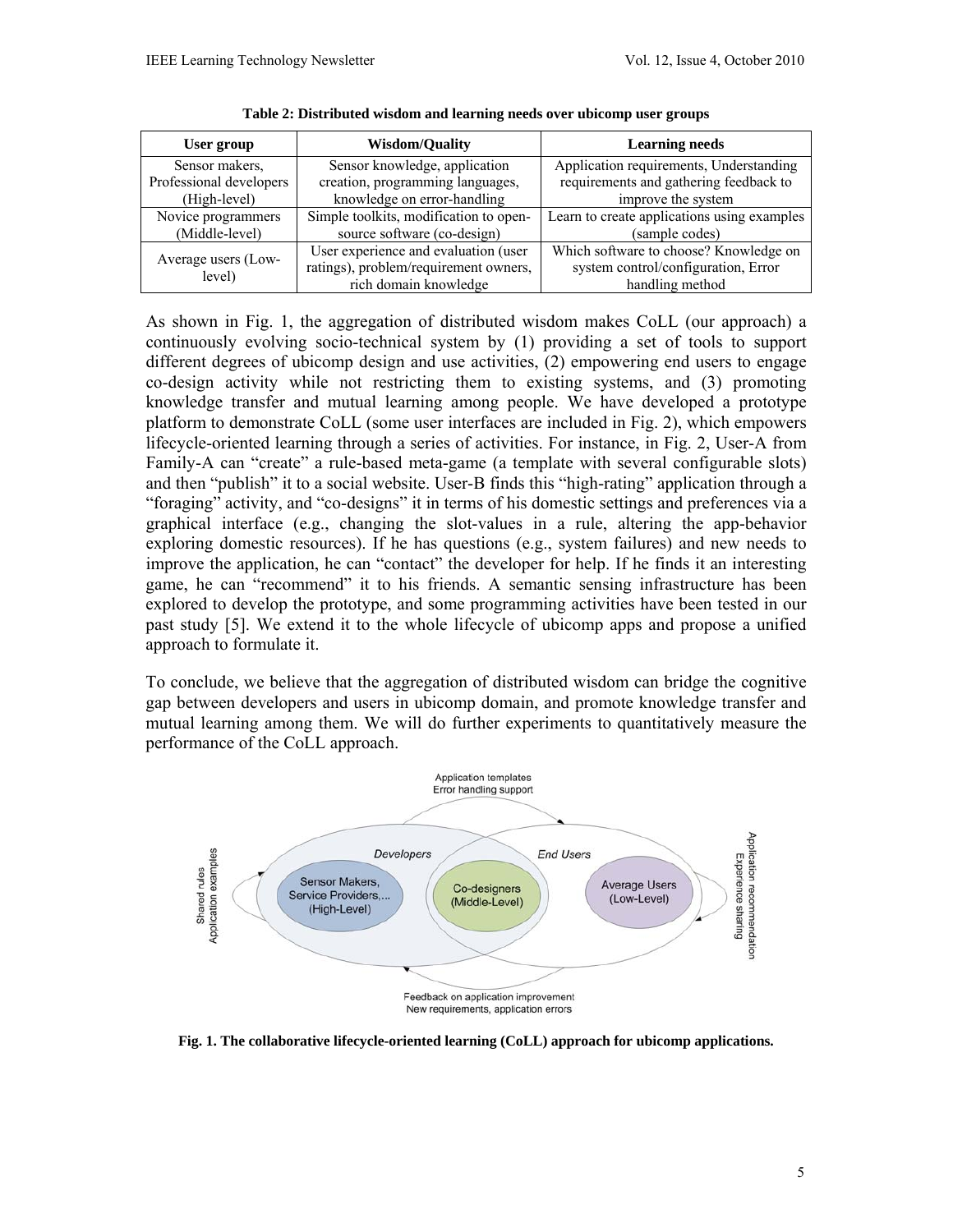**Table 2: Distributed wisdom and learning needs over ubicomp user groups**

| User group | Wisdom/Quality | Learning needs |
|---|---|---|
| Sensor makers, Professional developers (High-level) | Sensor knowledge, application creation, programming languages, knowledge on error-handling | Application requirements, Understanding requirements and gathering feedback to improve the system |
| Novice programmers (Middle-level) | Simple toolkits, modification to open-source software (co-design) | Learn to create applications using examples (sample codes) |
| Average users (Low-level) | User experience and evaluation (user ratings), problem/requirement owners, rich domain knowledge | Which software to choose? Knowledge on system control/configuration, Error handling method |

As shown in Fig. 1, the aggregation of distributed wisdom makes CoLL (our approach) a continuously evolving socio-technical system by (1) providing a set of tools to support different degrees of ubicomp design and use activities, (2) empowering end users to engage co-design activity while not restricting them to existing systems, and (3) promoting knowledge transfer and mutual learning among people. We have developed a prototype platform to demonstrate CoLL (some user interfaces are included in Fig. 2), which empowers lifecycle-oriented learning through a series of activities. For instance, in Fig. 2, User-A from Family-A can "create" a rule-based meta-game (a template with several configurable slots) and then "publish" it to a social website. User-B finds this "high-rating" application through a "foraging" activity, and "co-designs" it in terms of his domestic settings and preferences via a graphical interface (e.g., changing the slot-values in a rule, altering the app-behavior exploring domestic resources). If he has questions (e.g., system failures) and new needs to improve the application, he can "contact" the developer for help. If he finds it an interesting game, he can "recommend" it to his friends. A semantic sensing infrastructure has been explored to develop the prototype, and some programming activities have been tested in our past study [5]. We extend it to the whole lifecycle of ubicomp apps and propose a unified approach to formulate it.

To conclude, we believe that the aggregation of distributed wisdom can bridge the cognitive gap between developers and users in ubicomp domain, and promote knowledge transfer and mutual learning among them. We will do further experiments to quantitatively measure the performance of the CoLL approach.

Application templates
Error handling support

Developers — End Users

Sensor Makers, Service Providers,... (High-Level)

Co-designers (Middle-Level)

Average Users (Low-Level)

Shared rules
Application examples

Application recommendation
Experience sharing

Feedback on application improvement
New requirements, application errors

**Fig. 1. The collaborative lifecycle-oriented learning (CoLL) approach for ubicomp applications.**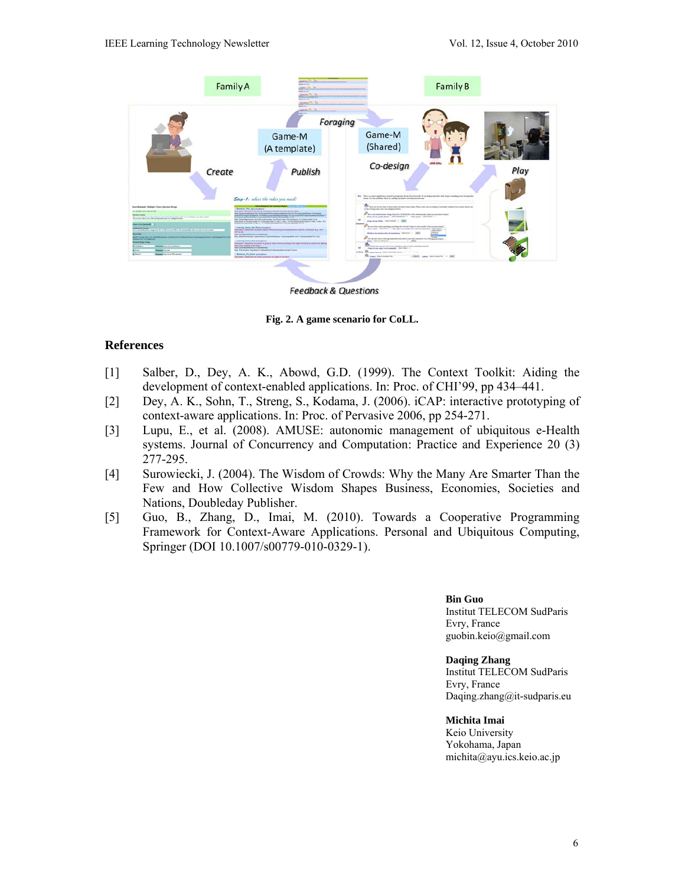Fig. 2. A game scenario for CoLL.

## References

[1] Salber, D., Dey, A. K., Abowd, G.D. (1999). The Context Toolkit: Aiding the development of context-enabled applications. In: Proc. of CHI'99, pp 434–441.

[2] Dey, A. K., Sohn, T., Streng, S., Kodama, J. (2006). iCAP: interactive prototyping of context-aware applications. In: Proc. of Pervasive 2006, pp 254-271.

[3] Lupu, E., et al. (2008). AMUSE: autonomic management of ubiquitous e-Health systems. Journal of Concurrency and Computation: Practice and Experience 20 (3) 277-295.

[4] Surowiecki, J. (2004). The Wisdom of Crowds: Why the Many Are Smarter Than the Few and How Collective Wisdom Shapes Business, Economies, Societies and Nations, Doubleday Publisher.

[5] Guo, B., Zhang, D., Imai, M. (2010). Towards a Cooperative Programming Framework for Context-Aware Applications. Personal and Ubiquitous Computing, Springer (DOI 10.1007/s00779-010-0329-1).

**Bin Guo**
Institut TELECOM SudParis
Evry, France
guobin.keio@gmail.com

**Daqing Zhang**
Institut TELECOM SudParis
Evry, France
Daqing.zhang@it-sudparis.eu

**Michita Imai**
Keio University
Yokohama, Japan
michita@ayu.ics.keio.ac.jp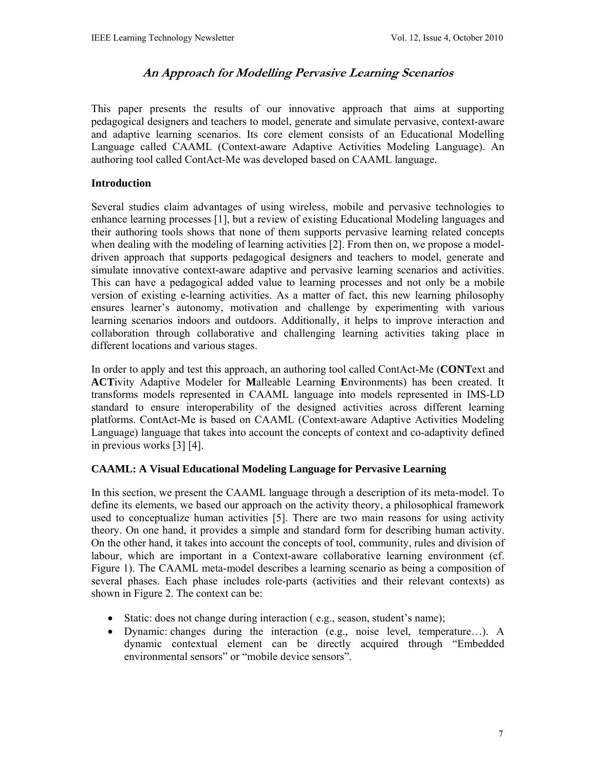## *An Approach for Modelling Pervasive Learning Scenarios*

This paper presents the results of our innovative approach that aims at supporting pedagogical designers and teachers to model, generate and simulate pervasive, context-aware and adaptive learning scenarios. Its core element consists of an Educational Modelling Language called CAAML (Context-aware Adaptive Activities Modeling Language). An authoring tool called ContAct-Me was developed based on CAAML language.

### Introduction

Several studies claim advantages of using wireless, mobile and pervasive technologies to enhance learning processes [1], but a review of existing Educational Modeling languages and their authoring tools shows that none of them supports pervasive learning related concepts when dealing with the modeling of learning activities [2]. From then on, we propose a model-driven approach that supports pedagogical designers and teachers to model, generate and simulate innovative context-aware adaptive and pervasive learning scenarios and activities. This can have a pedagogical added value to learning processes and not only be a mobile version of existing e-learning activities. As a matter of fact, this new learning philosophy ensures learner's autonomy, motivation and challenge by experimenting with various learning scenarios indoors and outdoors. Additionally, it helps to improve interaction and collaboration through collaborative and challenging learning activities taking place in different locations and various stages.

In order to apply and test this approach, an authoring tool called ContAct-Me (**CONT**ext and **ACT**ivity Adaptive Modeler for **M**alleable Learning **E**nvironments) has been created. It transforms models represented in CAAML language into models represented in IMS-LD standard to ensure interoperability of the designed activities across different learning platforms. ContAct-Me is based on CAAML (Context-aware Adaptive Activities Modeling Language) language that takes into account the concepts of context and co-adaptivity defined in previous works [3] [4].

### CAAML: A Visual Educational Modeling Language for Pervasive Learning

In this section, we present the CAAML language through a description of its meta-model. To define its elements, we based our approach on the activity theory, a philosophical framework used to conceptualize human activities [5]. There are two main reasons for using activity theory. On one hand, it provides a simple and standard form for describing human activity. On the other hand, it takes into account the concepts of tool, community, rules and division of labour, which are important in a Context-aware collaborative learning environment (cf. Figure 1). The CAAML meta-model describes a learning scenario as being a composition of several phases. Each phase includes role-parts (activities and their relevant contexts) as shown in Figure 2. The context can be:

- Static: does not change during interaction ( e.g., season, student's name);
- Dynamic: changes during the interaction (e.g., noise level, temperature…). A dynamic contextual element can be directly acquired through "Embedded environmental sensors" or "mobile device sensors".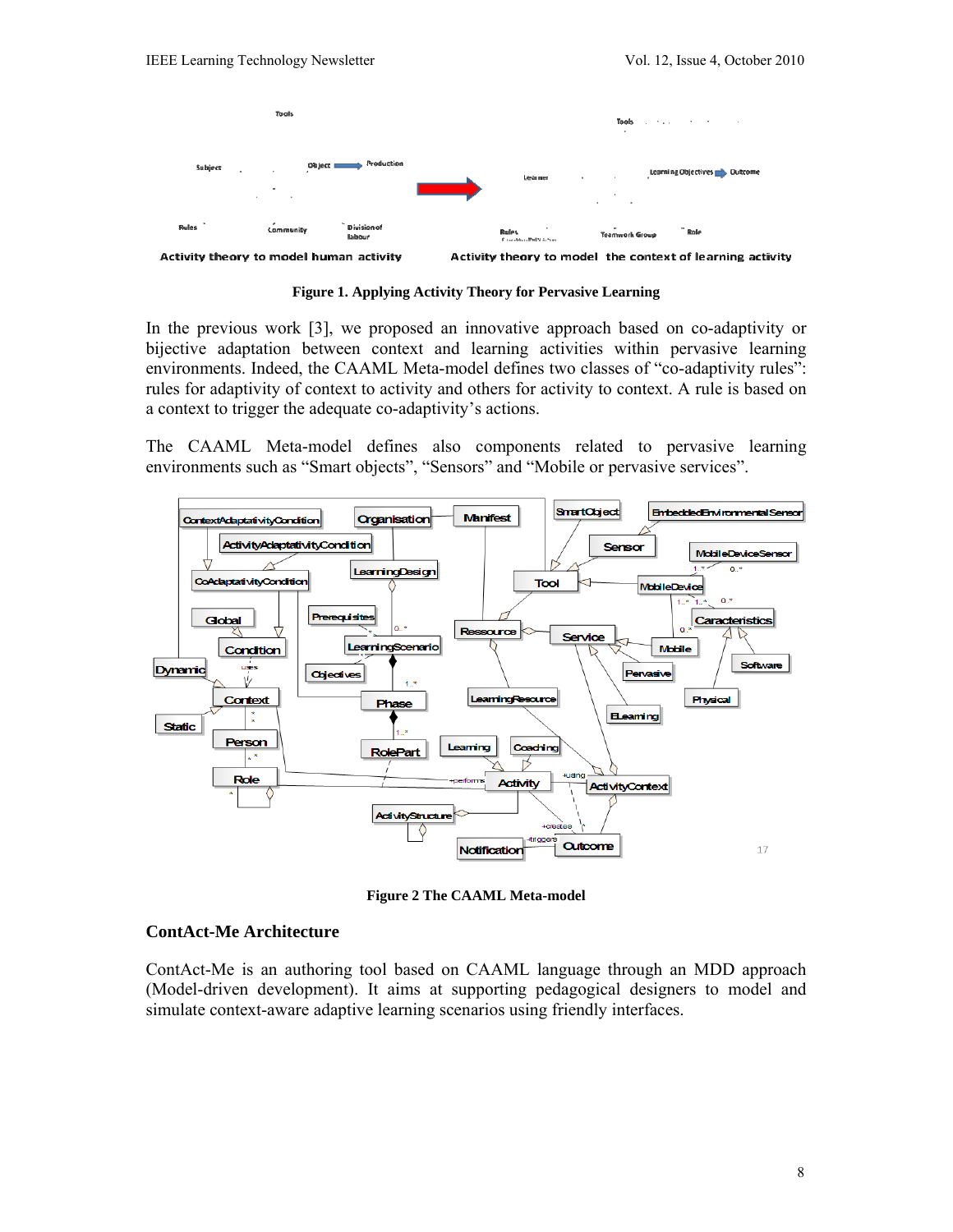Figure 1. Applying Activity Theory for Pervasive Learning

In the previous work [3], we proposed an innovative approach based on co-adaptivity or bijective adaptation between context and learning activities within pervasive learning environments. Indeed, the CAAML Meta-model defines two classes of "co-adaptivity rules": rules for adaptivity of context to activity and others for activity to context. A rule is based on a context to trigger the adequate co-adaptivity's actions.

The CAAML Meta-model defines also components related to pervasive learning environments such as "Smart objects", "Sensors" and "Mobile or pervasive services".

Figure 2 The CAAML Meta-model

### ContAct-Me Architecture

ContAct-Me is an authoring tool based on CAAML language through an MDD approach (Model-driven development). It aims at supporting pedagogical designers to model and simulate context-aware adaptive learning scenarios using friendly interfaces.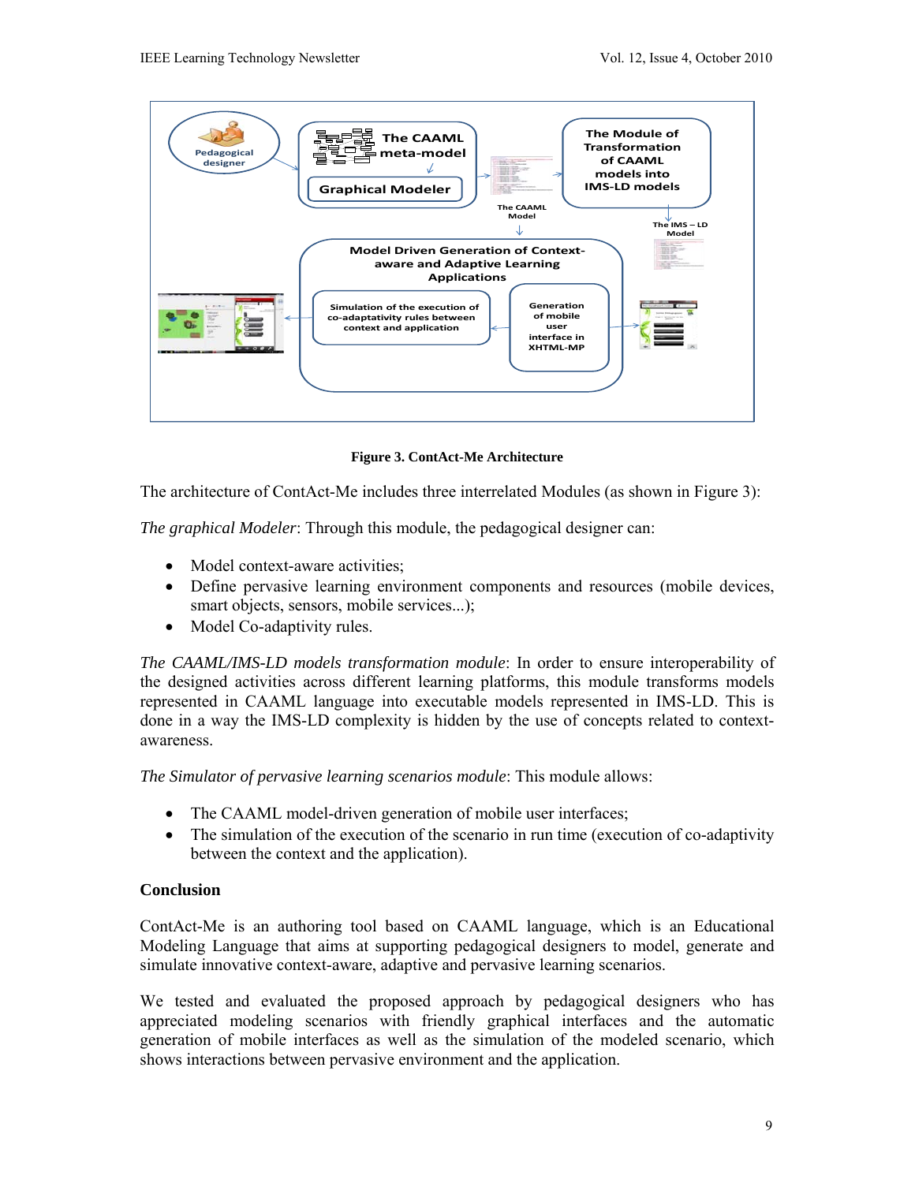**Figure 3. ContAct-Me Architecture**

The architecture of ContAct-Me includes three interrelated Modules (as shown in Figure 3):

*The graphical Modeler*: Through this module, the pedagogical designer can:

- Model context-aware activities;
- Define pervasive learning environment components and resources (mobile devices, smart objects, sensors, mobile services...);
- Model Co-adaptivity rules.

*The CAAML/IMS-LD models transformation module*: In order to ensure interoperability of the designed activities across different learning platforms, this module transforms models represented in CAAML language into executable models represented in IMS-LD. This is done in a way the IMS-LD complexity is hidden by the use of concepts related to context-awareness.

*The Simulator of pervasive learning scenarios module*: This module allows:

- The CAAML model-driven generation of mobile user interfaces;
- The simulation of the execution of the scenario in run time (execution of co-adaptivity between the context and the application).

**Conclusion**

ContAct-Me is an authoring tool based on CAAML language, which is an Educational Modeling Language that aims at supporting pedagogical designers to model, generate and simulate innovative context-aware, adaptive and pervasive learning scenarios.

We tested and evaluated the proposed approach by pedagogical designers who has appreciated modeling scenarios with friendly graphical interfaces and the automatic generation of mobile interfaces as well as the simulation of the modeled scenario, which shows interactions between pervasive environment and the application.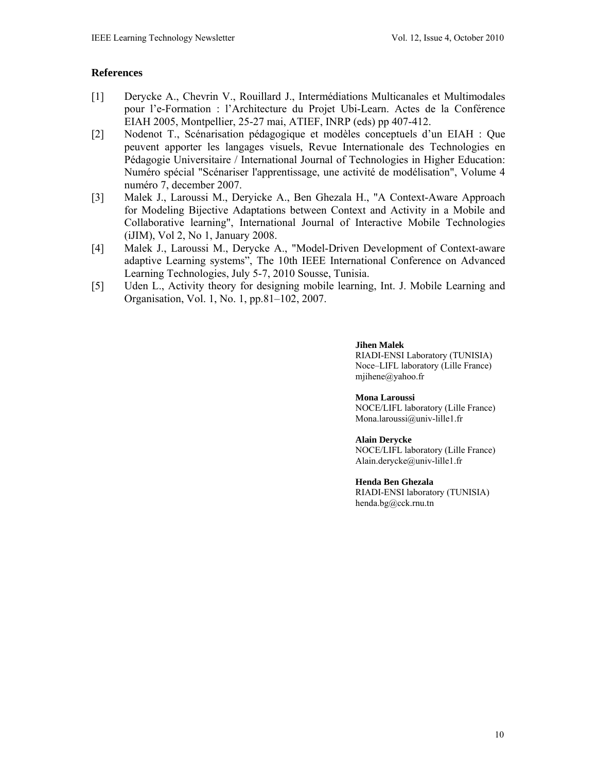## References

[1] Derycke A., Chevrin V., Rouillard J., Intermédiations Multicanales et Multimodales pour l'e-Formation : l'Architecture du Projet Ubi-Learn. Actes de la Conférence EIAH 2005, Montpellier, 25-27 mai, ATIEF, INRP (eds) pp 407-412.

[2] Nodenot T., Scénarisation pédagogique et modèles conceptuels d'un EIAH : Que peuvent apporter les langages visuels, Revue Internationale des Technologies en Pédagogie Universitaire / International Journal of Technologies in Higher Education: Numéro spécial "Scénariser l'apprentissage, une activité de modélisation", Volume 4 numéro 7, december 2007.

[3] Malek J., Laroussi M., Deryicke A., Ben Ghezala H., "A Context-Aware Approach for Modeling Bijective Adaptations between Context and Activity in a Mobile and Collaborative learning", International Journal of Interactive Mobile Technologies (iJIM), Vol 2, No 1, January 2008.

[4] Malek J., Laroussi M., Derycke A., "Model-Driven Development of Context-aware adaptive Learning systems", The 10th IEEE International Conference on Advanced Learning Technologies, July 5-7, 2010 Sousse, Tunisia.

[5] Uden L., Activity theory for designing mobile learning, Int. J. Mobile Learning and Organisation, Vol. 1, No. 1, pp.81–102, 2007.

**Jihen Malek**
RIADI-ENSI Laboratory (TUNISIA)
Noce–LIFL laboratory (Lille France)
mjihene@yahoo.fr

**Mona Laroussi**
NOCE/LIFL laboratory (Lille France)
Mona.laroussi@univ-lille1.fr

**Alain Derycke**
NOCE/LIFL laboratory (Lille France)
Alain.derycke@univ-lille1.fr

**Henda Ben Ghezala**
RIADI-ENSI laboratory (TUNISIA)
henda.bg@cck.rnu.tn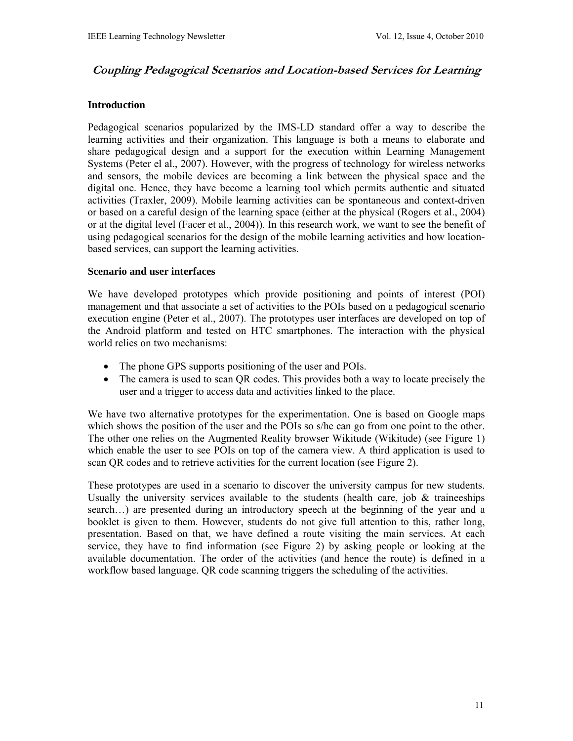## *Coupling Pedagogical Scenarios and Location-based Services for Learning*

### Introduction

Pedagogical scenarios popularized by the IMS-LD standard offer a way to describe the learning activities and their organization. This language is both a means to elaborate and share pedagogical design and a support for the execution within Learning Management Systems (Peter el al., 2007). However, with the progress of technology for wireless networks and sensors, the mobile devices are becoming a link between the physical space and the digital one. Hence, they have become a learning tool which permits authentic and situated activities (Traxler, 2009). Mobile learning activities can be spontaneous and context-driven or based on a careful design of the learning space (either at the physical (Rogers et al., 2004) or at the digital level (Facer et al., 2004)). In this research work, we want to see the benefit of using pedagogical scenarios for the design of the mobile learning activities and how location-based services, can support the learning activities.

### Scenario and user interfaces

We have developed prototypes which provide positioning and points of interest (POI) management and that associate a set of activities to the POIs based on a pedagogical scenario execution engine (Peter et al., 2007). The prototypes user interfaces are developed on top of the Android platform and tested on HTC smartphones. The interaction with the physical world relies on two mechanisms:

- The phone GPS supports positioning of the user and POIs.
- The camera is used to scan QR codes. This provides both a way to locate precisely the user and a trigger to access data and activities linked to the place.

We have two alternative prototypes for the experimentation. One is based on Google maps which shows the position of the user and the POIs so s/he can go from one point to the other. The other one relies on the Augmented Reality browser Wikitude (Wikitude) (see Figure 1) which enable the user to see POIs on top of the camera view. A third application is used to scan QR codes and to retrieve activities for the current location (see Figure 2).

These prototypes are used in a scenario to discover the university campus for new students. Usually the university services available to the students (health care, job & traineeships search…) are presented during an introductory speech at the beginning of the year and a booklet is given to them. However, students do not give full attention to this, rather long, presentation. Based on that, we have defined a route visiting the main services. At each service, they have to find information (see Figure 2) by asking people or looking at the available documentation. The order of the activities (and hence the route) is defined in a workflow based language. QR code scanning triggers the scheduling of the activities.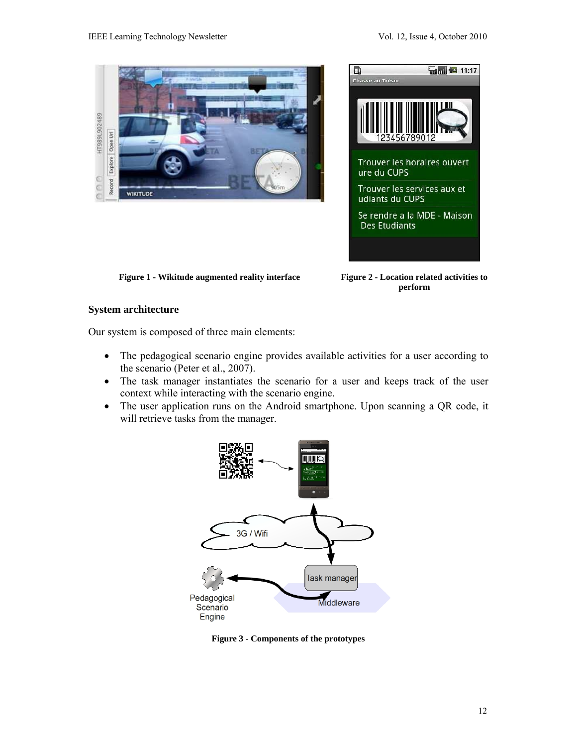Figure 1 - Wikitude augmented reality interface

Figure 2 - Location related activities to perform

### System architecture

Our system is composed of three main elements:

- The pedagogical scenario engine provides available activities for a user according to the scenario (Peter et al., 2007).
- The task manager instantiates the scenario for a user and keeps track of the user context while interacting with the scenario engine.
- The user application runs on the Android smartphone. Upon scanning a QR code, it will retrieve tasks from the manager.

Figure 3 - Components of the prototypes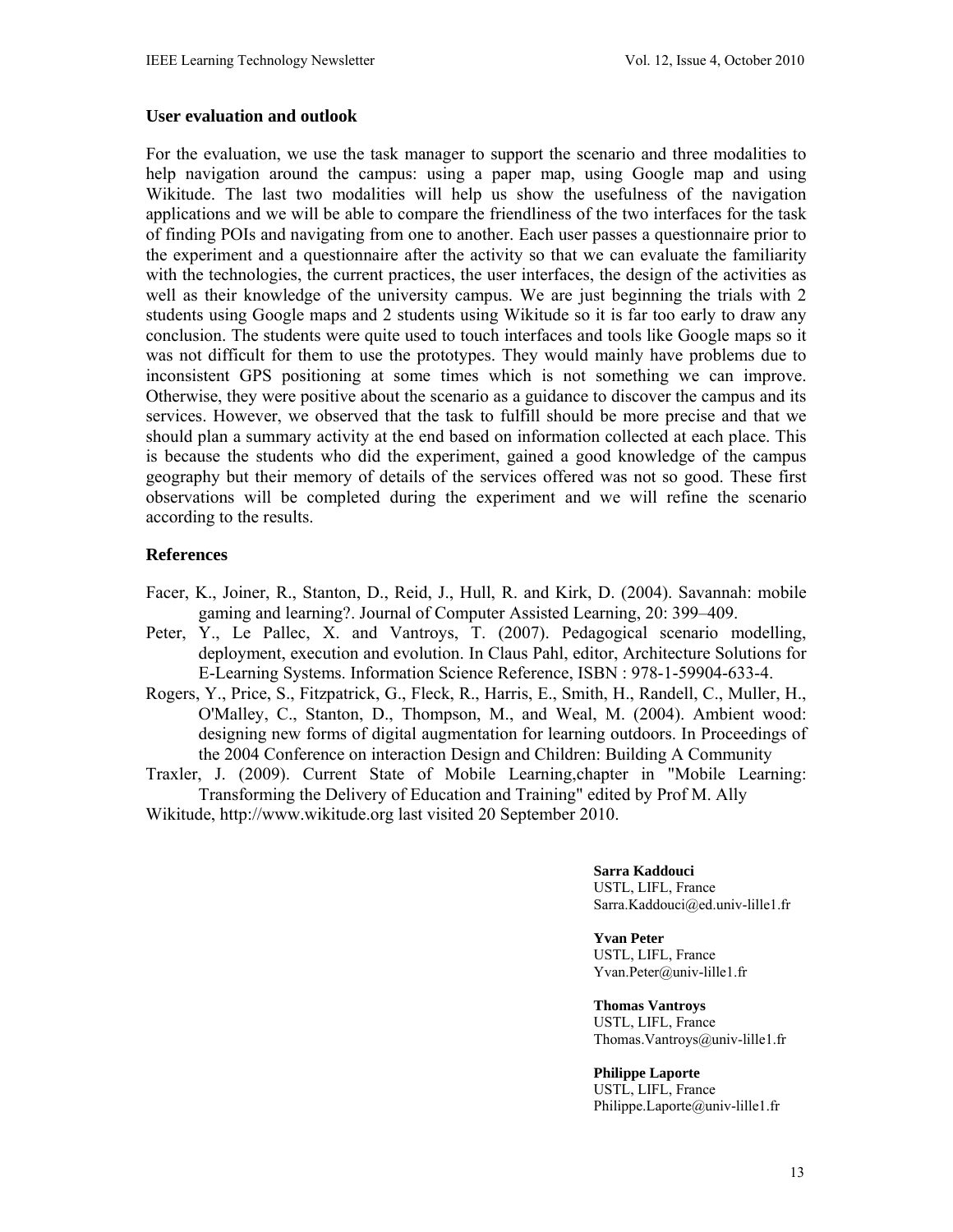### User evaluation and outlook

For the evaluation, we use the task manager to support the scenario and three modalities to help navigation around the campus: using a paper map, using Google map and using Wikitude. The last two modalities will help us show the usefulness of the navigation applications and we will be able to compare the friendliness of the two interfaces for the task of finding POIs and navigating from one to another. Each user passes a questionnaire prior to the experiment and a questionnaire after the activity so that we can evaluate the familiarity with the technologies, the current practices, the user interfaces, the design of the activities as well as their knowledge of the university campus. We are just beginning the trials with 2 students using Google maps and 2 students using Wikitude so it is far too early to draw any conclusion. The students were quite used to touch interfaces and tools like Google maps so it was not difficult for them to use the prototypes. They would mainly have problems due to inconsistent GPS positioning at some times which is not something we can improve. Otherwise, they were positive about the scenario as a guidance to discover the campus and its services. However, we observed that the task to fulfill should be more precise and that we should plan a summary activity at the end based on information collected at each place. This is because the students who did the experiment, gained a good knowledge of the campus geography but their memory of details of the services offered was not so good. These first observations will be completed during the experiment and we will refine the scenario according to the results.

### References

Facer, K., Joiner, R., Stanton, D., Reid, J., Hull, R. and Kirk, D. (2004). Savannah: mobile gaming and learning?. Journal of Computer Assisted Learning, 20: 399–409.

Peter, Y., Le Pallec, X. and Vantroys, T. (2007). Pedagogical scenario modelling, deployment, execution and evolution. In Claus Pahl, editor, Architecture Solutions for E-Learning Systems. Information Science Reference, ISBN : 978-1-59904-633-4.

Rogers, Y., Price, S., Fitzpatrick, G., Fleck, R., Harris, E., Smith, H., Randell, C., Muller, H., O'Malley, C., Stanton, D., Thompson, M., and Weal, M. (2004). Ambient wood: designing new forms of digital augmentation for learning outdoors. In Proceedings of the 2004 Conference on interaction Design and Children: Building A Community

Traxler, J. (2009). Current State of Mobile Learning,chapter in "Mobile Learning: Transforming the Delivery of Education and Training" edited by Prof M. Ally

Wikitude, http://www.wikitude.org last visited 20 September 2010.

**Sarra Kaddouci**
USTL, LIFL, France
Sarra.Kaddouci@ed.univ-lille1.fr

**Yvan Peter**
USTL, LIFL, France
Yvan.Peter@univ-lille1.fr

**Thomas Vantroys**
USTL, LIFL, France
Thomas.Vantroys@univ-lille1.fr

**Philippe Laporte**
USTL, LIFL, France
Philippe.Laporte@univ-lille1.fr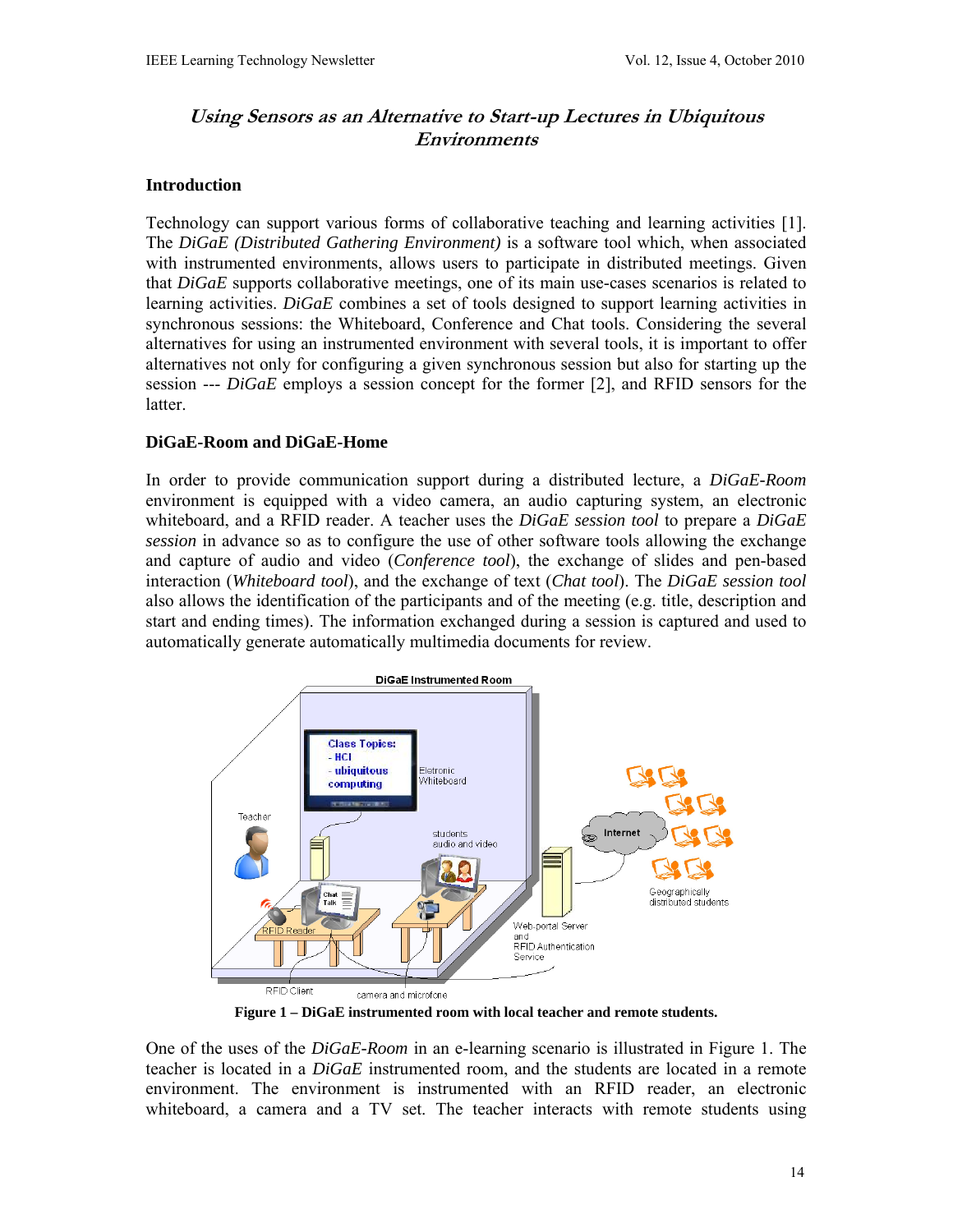## *Using Sensors as an Alternative to Start-up Lectures in Ubiquitous Environments*

### Introduction

Technology can support various forms of collaborative teaching and learning activities [1]. The *DiGaE (Distributed Gathering Environment)* is a software tool which, when associated with instrumented environments, allows users to participate in distributed meetings. Given that *DiGaE* supports collaborative meetings, one of its main use-cases scenarios is related to learning activities. *DiGaE* combines a set of tools designed to support learning activities in synchronous sessions: the Whiteboard, Conference and Chat tools. Considering the several alternatives for using an instrumented environment with several tools, it is important to offer alternatives not only for configuring a given synchronous session but also for starting up the session --- *DiGaE* employs a session concept for the former [2], and RFID sensors for the latter.

### DiGaE-Room and DiGaE-Home

In order to provide communication support during a distributed lecture, a *DiGaE-Room* environment is equipped with a video camera, an audio capturing system, an electronic whiteboard, and a RFID reader. A teacher uses the *DiGaE session tool* to prepare a *DiGaE session* in advance so as to configure the use of other software tools allowing the exchange and capture of audio and video (*Conference tool*), the exchange of slides and pen-based interaction (*Whiteboard tool*), and the exchange of text (*Chat tool*). The *DiGaE session tool* also allows the identification of the participants and of the meeting (e.g. title, description and start and ending times). The information exchanged during a session is captured and used to automatically generate automatically multimedia documents for review.

**Figure 1 – DiGaE instrumented room with local teacher and remote students.**

One of the uses of the *DiGaE-Room* in an e-learning scenario is illustrated in Figure 1. The teacher is located in a *DiGaE* instrumented room, and the students are located in a remote environment. The environment is instrumented with an RFID reader, an electronic whiteboard, a camera and a TV set. The teacher interacts with remote students using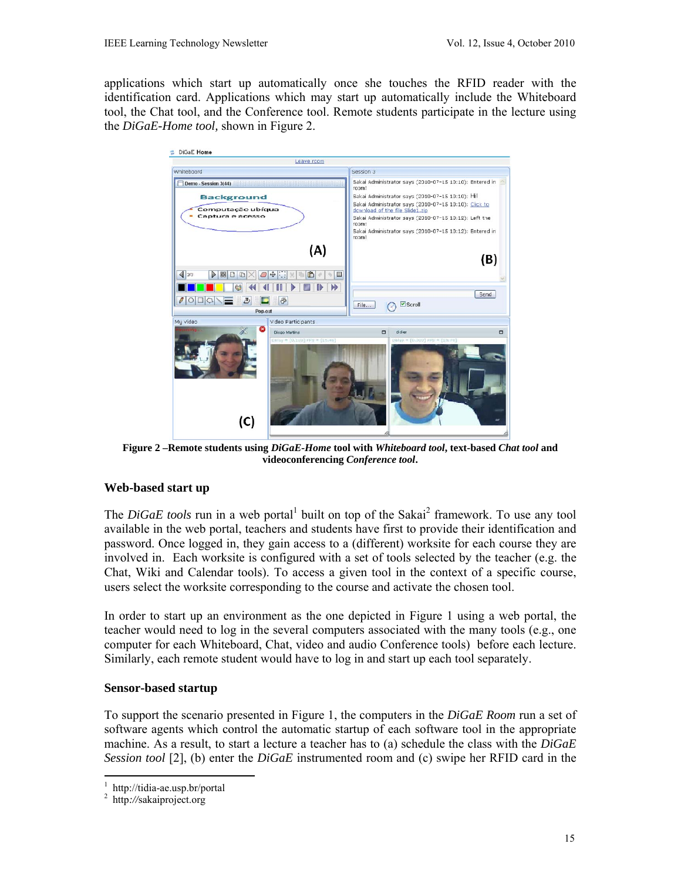applications which start up automatically once she touches the RFID reader with the identification card. Applications which may start up automatically include the Whiteboard tool, the Chat tool, and the Conference tool. Remote students participate in the lecture using the *DiGaE-Home tool,* shown in Figure 2.

**Figure 2 –Remote students using *DiGaE-Home* tool with *Whiteboard tool*, text-based *Chat tool* and videoconferencing *Conference tool*.**

### Web-based start up

The *DiGaE tools* run in a web portal[1] built on top of the Sakai[2] framework. To use any tool available in the web portal, teachers and students have first to provide their identification and password. Once logged in, they gain access to a (different) worksite for each course they are involved in. Each worksite is configured with a set of tools selected by the teacher (e.g. the Chat, Wiki and Calendar tools). To access a given tool in the context of a specific course, users select the worksite corresponding to the course and activate the chosen tool.

In order to start up an environment as the one depicted in Figure 1 using a web portal, the teacher would need to log in the several computers associated with the many tools (e.g., one computer for each Whiteboard, Chat, video and audio Conference tools) before each lecture. Similarly, each remote student would have to log in and start up each tool separately.

### Sensor-based startup

To support the scenario presented in Figure 1, the computers in the *DiGaE Room* run a set of software agents which control the automatic startup of each software tool in the appropriate machine. As a result, to start a lecture a teacher has to (a) schedule the class with the *DiGaE Session tool* [2], (b) enter the *DiGaE* instrumented room and (c) swipe her RFID card in the

---

[1] http://tidia-ae.usp.br/portal

[2] http://sakaiproject.org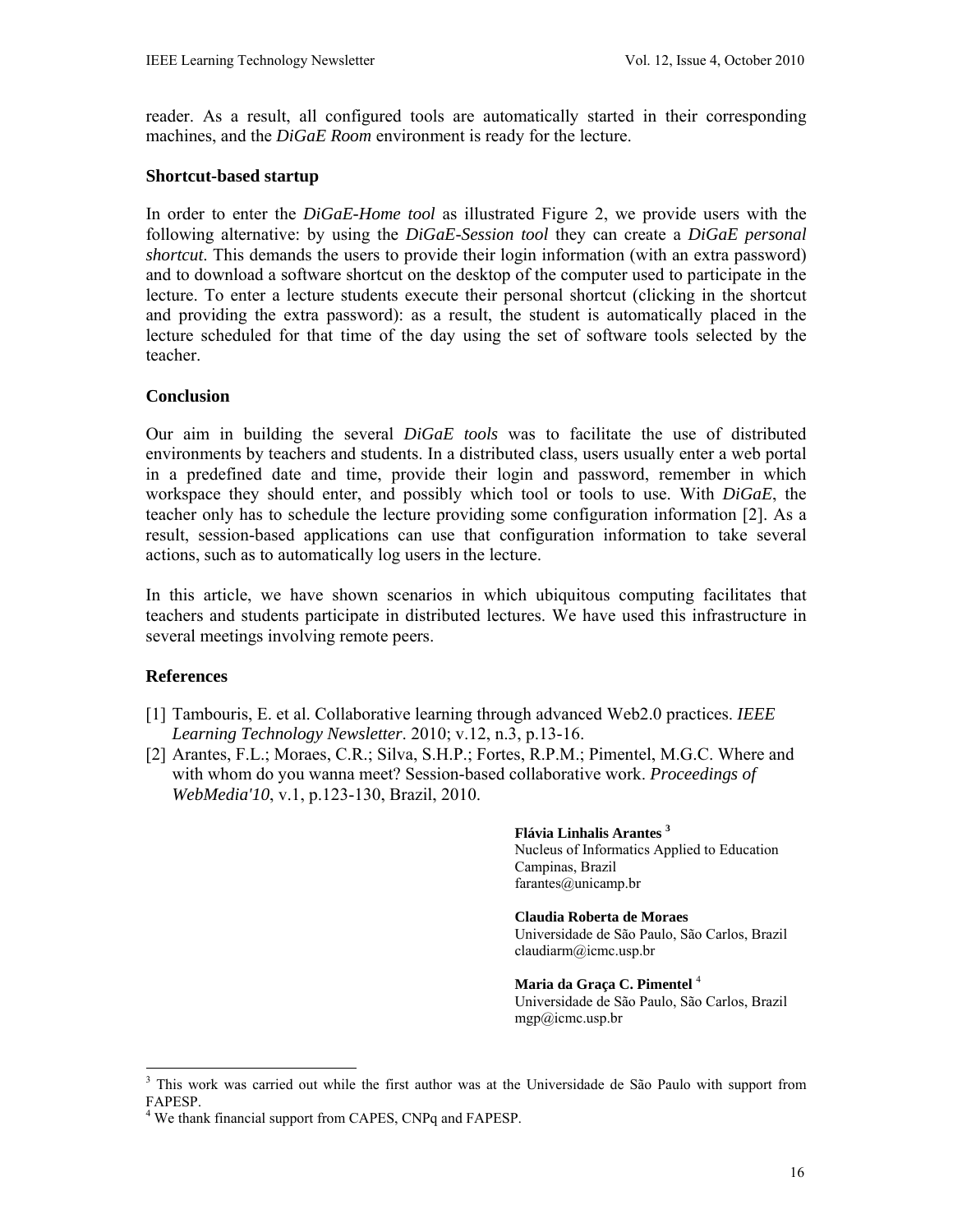reader. As a result, all configured tools are automatically started in their corresponding machines, and the *DiGaE Room* environment is ready for the lecture.

### Shortcut-based startup

In order to enter the *DiGaE-Home tool* as illustrated Figure 2, we provide users with the following alternative: by using the *DiGaE-Session tool* they can create a *DiGaE personal shortcut*. This demands the users to provide their login information (with an extra password) and to download a software shortcut on the desktop of the computer used to participate in the lecture. To enter a lecture students execute their personal shortcut (clicking in the shortcut and providing the extra password): as a result, the student is automatically placed in the lecture scheduled for that time of the day using the set of software tools selected by the teacher.

### Conclusion

Our aim in building the several *DiGaE tools* was to facilitate the use of distributed environments by teachers and students. In a distributed class, users usually enter a web portal in a predefined date and time, provide their login and password, remember in which workspace they should enter, and possibly which tool or tools to use. With *DiGaE*, the teacher only has to schedule the lecture providing some configuration information [2]. As a result, session-based applications can use that configuration information to take several actions, such as to automatically log users in the lecture.

In this article, we have shown scenarios in which ubiquitous computing facilitates that teachers and students participate in distributed lectures. We have used this infrastructure in several meetings involving remote peers.

### References

[1] Tambouris, E. et al. Collaborative learning through advanced Web2.0 practices. *IEEE Learning Technology Newsletter*. 2010; v.12, n.3, p.13-16.

[2] Arantes, F.L.; Moraes, C.R.; Silva, S.H.P.; Fortes, R.P.M.; Pimentel, M.G.C. Where and with whom do you wanna meet? Session-based collaborative work. *Proceedings of WebMedia'10*, v.1, p.123-130, Brazil, 2010.

**Flávia Linhalis Arantes** [3]
Nucleus of Informatics Applied to Education
Campinas, Brazil
farantes@unicamp.br

**Claudia Roberta de Moraes**
Universidade de São Paulo, São Carlos, Brazil
claudiarm@icmc.usp.br

**Maria da Graça C. Pimentel** [4]
Universidade de São Paulo, São Carlos, Brazil
mgp@icmc.usp.br

---

[3] This work was carried out while the first author was at the Universidade de São Paulo with support from FAPESP.

[4] We thank financial support from CAPES, CNPq and FAPESP.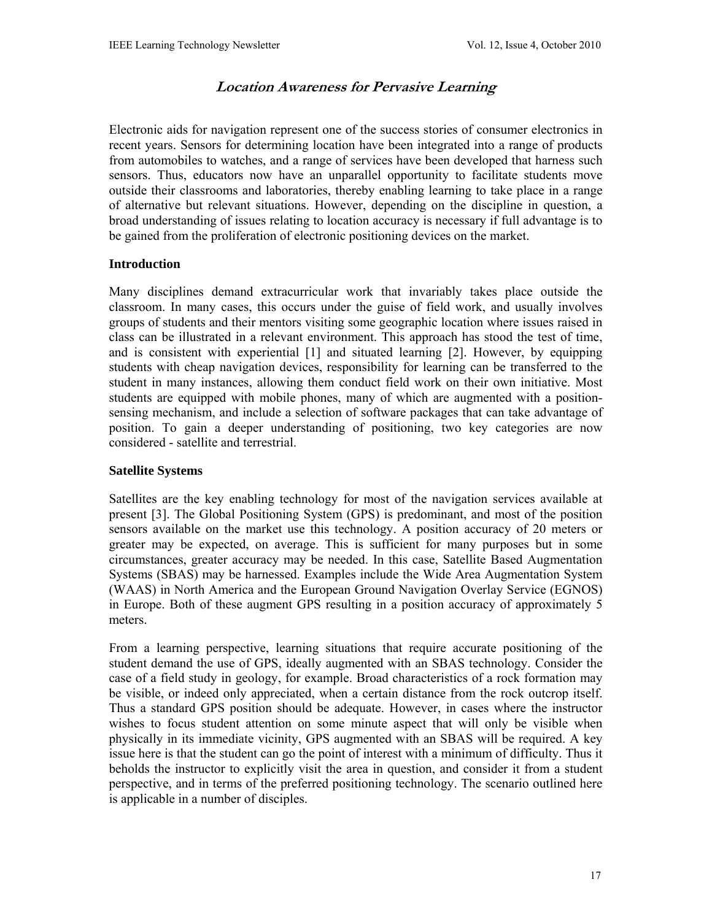# *Location Awareness for Pervasive Learning*

Electronic aids for navigation represent one of the success stories of consumer electronics in recent years. Sensors for determining location have been integrated into a range of products from automobiles to watches, and a range of services have been developed that harness such sensors. Thus, educators now have an unparallel opportunity to facilitate students move outside their classrooms and laboratories, thereby enabling learning to take place in a range of alternative but relevant situations. However, depending on the discipline in question, a broad understanding of issues relating to location accuracy is necessary if full advantage is to be gained from the proliferation of electronic positioning devices on the market.

## Introduction

Many disciplines demand extracurricular work that invariably takes place outside the classroom. In many cases, this occurs under the guise of field work, and usually involves groups of students and their mentors visiting some geographic location where issues raised in class can be illustrated in a relevant environment. This approach has stood the test of time, and is consistent with experiential [1] and situated learning [2]. However, by equipping students with cheap navigation devices, responsibility for learning can be transferred to the student in many instances, allowing them conduct field work on their own initiative. Most students are equipped with mobile phones, many of which are augmented with a position-sensing mechanism, and include a selection of software packages that can take advantage of position. To gain a deeper understanding of positioning, two key categories are now considered - satellite and terrestrial.

## Satellite Systems

Satellites are the key enabling technology for most of the navigation services available at present [3]. The Global Positioning System (GPS) is predominant, and most of the position sensors available on the market use this technology. A position accuracy of 20 meters or greater may be expected, on average. This is sufficient for many purposes but in some circumstances, greater accuracy may be needed. In this case, Satellite Based Augmentation Systems (SBAS) may be harnessed. Examples include the Wide Area Augmentation System (WAAS) in North America and the European Ground Navigation Overlay Service (EGNOS) in Europe. Both of these augment GPS resulting in a position accuracy of approximately 5 meters.

From a learning perspective, learning situations that require accurate positioning of the student demand the use of GPS, ideally augmented with an SBAS technology. Consider the case of a field study in geology, for example. Broad characteristics of a rock formation may be visible, or indeed only appreciated, when a certain distance from the rock outcrop itself. Thus a standard GPS position should be adequate. However, in cases where the instructor wishes to focus student attention on some minute aspect that will only be visible when physically in its immediate vicinity, GPS augmented with an SBAS will be required. A key issue here is that the student can go the point of interest with a minimum of difficulty. Thus it beholds the instructor to explicitly visit the area in question, and consider it from a student perspective, and in terms of the preferred positioning technology. The scenario outlined here is applicable in a number of disciples.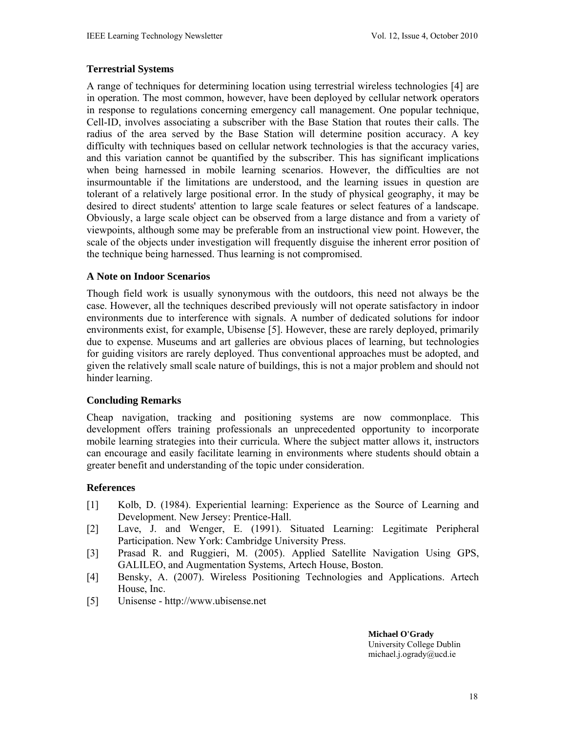### Terrestrial Systems

A range of techniques for determining location using terrestrial wireless technologies [4] are in operation. The most common, however, have been deployed by cellular network operators in response to regulations concerning emergency call management. One popular technique, Cell-ID, involves associating a subscriber with the Base Station that routes their calls. The radius of the area served by the Base Station will determine position accuracy. A key difficulty with techniques based on cellular network technologies is that the accuracy varies, and this variation cannot be quantified by the subscriber. This has significant implications when being harnessed in mobile learning scenarios. However, the difficulties are not insurmountable if the limitations are understood, and the learning issues in question are tolerant of a relatively large positional error. In the study of physical geography, it may be desired to direct students' attention to large scale features or select features of a landscape. Obviously, a large scale object can be observed from a large distance and from a variety of viewpoints, although some may be preferable from an instructional view point. However, the scale of the objects under investigation will frequently disguise the inherent error position of the technique being harnessed. Thus learning is not compromised.

### A Note on Indoor Scenarios

Though field work is usually synonymous with the outdoors, this need not always be the case. However, all the techniques described previously will not operate satisfactory in indoor environments due to interference with signals. A number of dedicated solutions for indoor environments exist, for example, Ubisense [5]. However, these are rarely deployed, primarily due to expense. Museums and art galleries are obvious places of learning, but technologies for guiding visitors are rarely deployed. Thus conventional approaches must be adopted, and given the relatively small scale nature of buildings, this is not a major problem and should not hinder learning.

### Concluding Remarks

Cheap navigation, tracking and positioning systems are now commonplace. This development offers training professionals an unprecedented opportunity to incorporate mobile learning strategies into their curricula. Where the subject matter allows it, instructors can encourage and easily facilitate learning in environments where students should obtain a greater benefit and understanding of the topic under consideration.

### References

[1] Kolb, D. (1984). Experiential learning: Experience as the Source of Learning and Development. New Jersey: Prentice-Hall.

[2] Lave, J. and Wenger, E. (1991). Situated Learning: Legitimate Peripheral Participation. New York: Cambridge University Press.

[3] Prasad R. and Ruggieri, M. (2005). Applied Satellite Navigation Using GPS, GALILEO, and Augmentation Systems, Artech House, Boston.

[4] Bensky, A. (2007). Wireless Positioning Technologies and Applications. Artech House, Inc.

[5] Unisense - http://www.ubisense.net

**Michael O'Grady**
University College Dublin
michael.j.ogrady@ucd.ie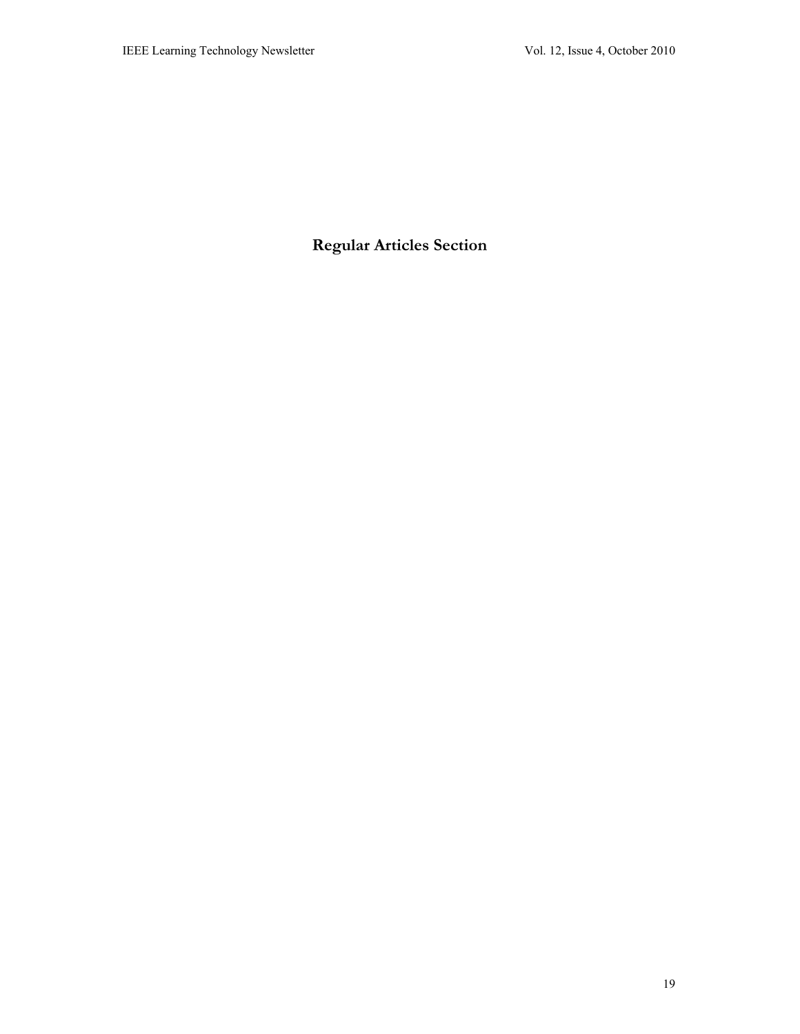# Regular Articles Section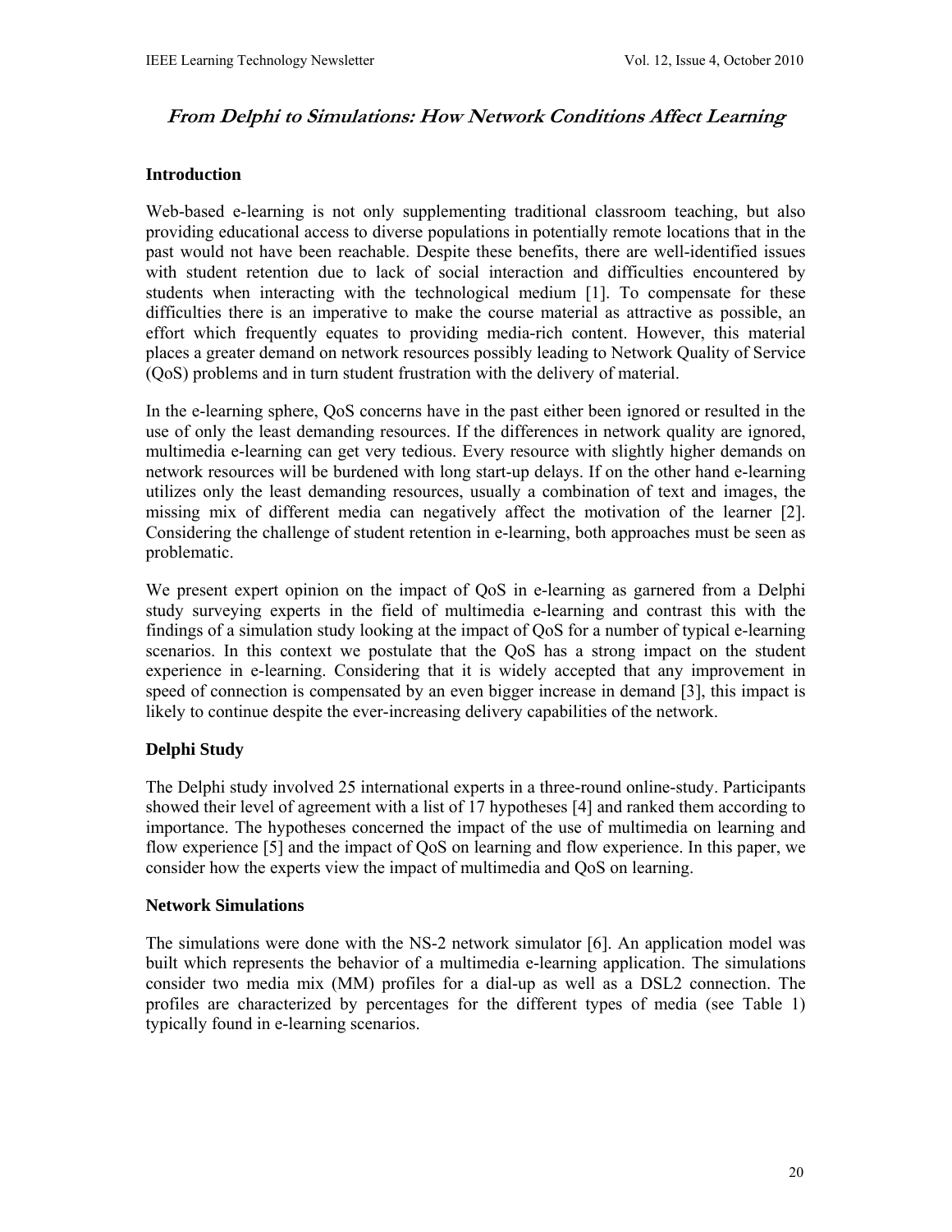## *From Delphi to Simulations: How Network Conditions Affect Learning*

### Introduction

Web-based e-learning is not only supplementing traditional classroom teaching, but also providing educational access to diverse populations in potentially remote locations that in the past would not have been reachable. Despite these benefits, there are well-identified issues with student retention due to lack of social interaction and difficulties encountered by students when interacting with the technological medium [1]. To compensate for these difficulties there is an imperative to make the course material as attractive as possible, an effort which frequently equates to providing media-rich content. However, this material places a greater demand on network resources possibly leading to Network Quality of Service (QoS) problems and in turn student frustration with the delivery of material.

In the e-learning sphere, QoS concerns have in the past either been ignored or resulted in the use of only the least demanding resources. If the differences in network quality are ignored, multimedia e-learning can get very tedious. Every resource with slightly higher demands on network resources will be burdened with long start-up delays. If on the other hand e-learning utilizes only the least demanding resources, usually a combination of text and images, the missing mix of different media can negatively affect the motivation of the learner [2]. Considering the challenge of student retention in e-learning, both approaches must be seen as problematic.

We present expert opinion on the impact of QoS in e-learning as garnered from a Delphi study surveying experts in the field of multimedia e-learning and contrast this with the findings of a simulation study looking at the impact of QoS for a number of typical e-learning scenarios. In this context we postulate that the QoS has a strong impact on the student experience in e-learning. Considering that it is widely accepted that any improvement in speed of connection is compensated by an even bigger increase in demand [3], this impact is likely to continue despite the ever-increasing delivery capabilities of the network.

### Delphi Study

The Delphi study involved 25 international experts in a three-round online-study. Participants showed their level of agreement with a list of 17 hypotheses [4] and ranked them according to importance. The hypotheses concerned the impact of the use of multimedia on learning and flow experience [5] and the impact of QoS on learning and flow experience. In this paper, we consider how the experts view the impact of multimedia and QoS on learning.

### Network Simulations

The simulations were done with the NS-2 network simulator [6]. An application model was built which represents the behavior of a multimedia e-learning application. The simulations consider two media mix (MM) profiles for a dial-up as well as a DSL2 connection. The profiles are characterized by percentages for the different types of media (see Table 1) typically found in e-learning scenarios.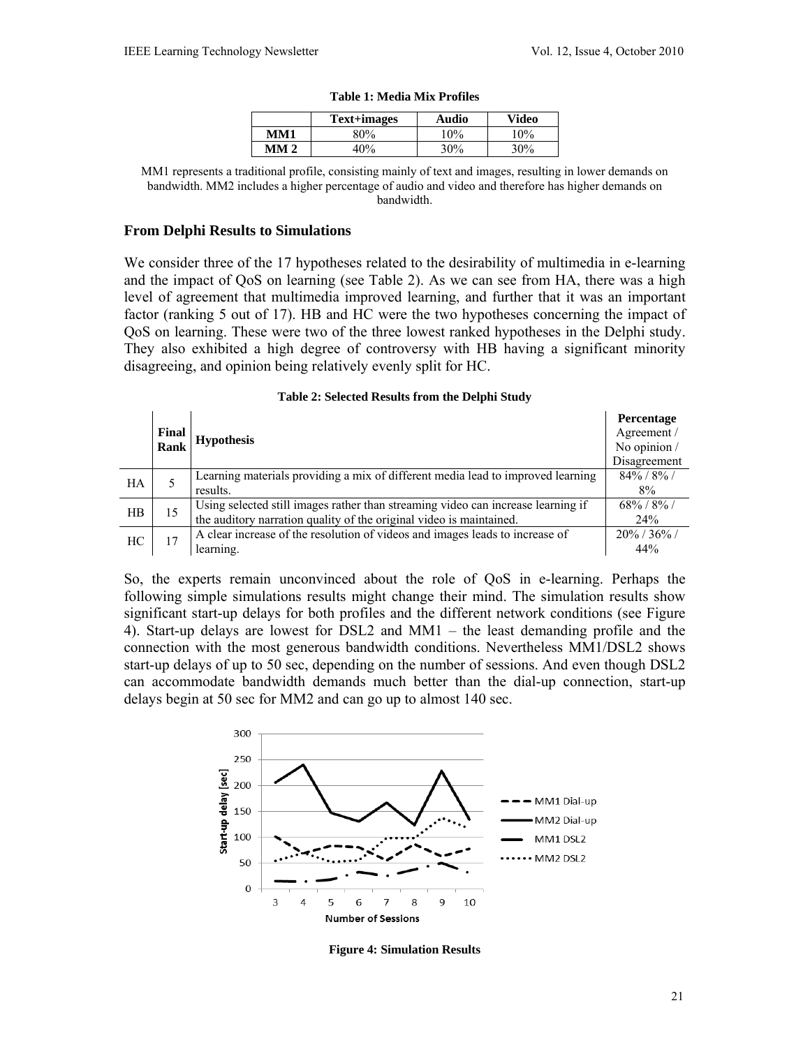**Table 1: Media Mix Profiles**

| | Text+images | Audio | Video |
|---|---|---|---|
| **MM1** | 80% | 10% | 10% |
| **MM 2** | 40% | 30% | 30% |

MM1 represents a traditional profile, consisting mainly of text and images, resulting in lower demands on bandwidth. MM2 includes a higher percentage of audio and video and therefore has higher demands on bandwidth.

### From Delphi Results to Simulations

We consider three of the 17 hypotheses related to the desirability of multimedia in e-learning and the impact of QoS on learning (see Table 2). As we can see from HA, there was a high level of agreement that multimedia improved learning, and further that it was an important factor (ranking 5 out of 17). HB and HC were the two hypotheses concerning the impact of QoS on learning. These were two of the three lowest ranked hypotheses in the Delphi study. They also exhibited a high degree of controversy with HB having a significant minority disagreeing, and opinion being relatively evenly split for HC.

**Table 2: Selected Results from the Delphi Study**

| | Final Rank | Hypothesis | Percentage Agreement / No opinion / Disagreement |
|---|---|---|---|
| HA | 5 | Learning materials providing a mix of different media lead to improved learning results. | 84% / 8% / 8% |
| HB | 15 | Using selected still images rather than streaming video can increase learning if the auditory narration quality of the original video is maintained. | 68% / 8% / 24% |
| HC | 17 | A clear increase of the resolution of videos and images leads to increase of learning. | 20% / 36% / 44% |

So, the experts remain unconvinced about the role of QoS in e-learning. Perhaps the following simple simulations results might change their mind. The simulation results show significant start-up delays for both profiles and the different network conditions (see Figure 4). Start-up delays are lowest for DSL2 and MM1 – the least demanding profile and the connection with the most generous bandwidth conditions. Nevertheless MM1/DSL2 shows start-up delays of up to 50 sec, depending on the number of sessions. And even though DSL2 can accommodate bandwidth demands much better than the dial-up connection, start-up delays begin at 50 sec for MM2 and can go up to almost 140 sec.

**Figure 4: Simulation Results**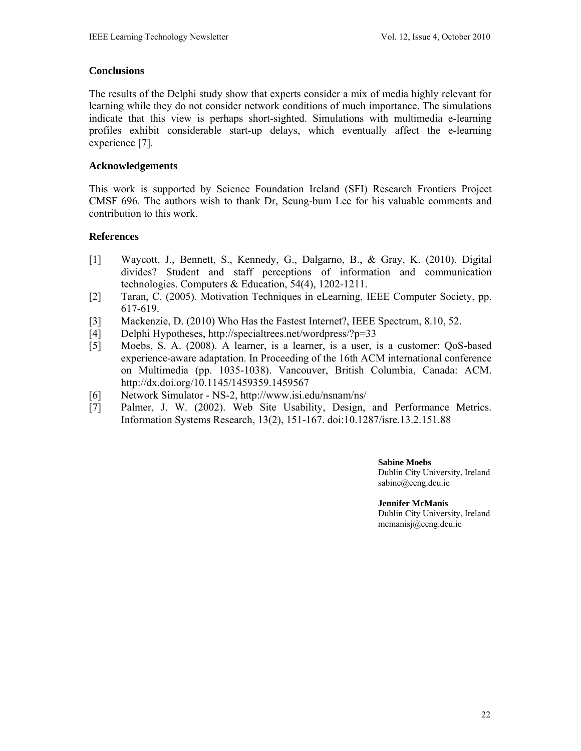## Conclusions

The results of the Delphi study show that experts consider a mix of media highly relevant for learning while they do not consider network conditions of much importance. The simulations indicate that this view is perhaps short-sighted. Simulations with multimedia e-learning profiles exhibit considerable start-up delays, which eventually affect the e-learning experience [7].

## Acknowledgements

This work is supported by Science Foundation Ireland (SFI) Research Frontiers Project CMSF 696. The authors wish to thank Dr, Seung-bum Lee for his valuable comments and contribution to this work.

## References

[1] Waycott, J., Bennett, S., Kennedy, G., Dalgarno, B., & Gray, K. (2010). Digital divides? Student and staff perceptions of information and communication technologies. Computers & Education, 54(4), 1202-1211.

[2] Taran, C. (2005). Motivation Techniques in eLearning, IEEE Computer Society, pp. 617-619.

[3] Mackenzie, D. (2010) Who Has the Fastest Internet?, IEEE Spectrum, 8.10, 52.

[4] Delphi Hypotheses, http://specialtrees.net/wordpress/?p=33

[5] Moebs, S. A. (2008). A learner, is a learner, is a user, is a customer: QoS-based experience-aware adaptation. In Proceeding of the 16th ACM international conference on Multimedia (pp. 1035-1038). Vancouver, British Columbia, Canada: ACM. http://dx.doi.org/10.1145/1459359.1459567

[6] Network Simulator - NS-2, http://www.isi.edu/nsnam/ns/

[7] Palmer, J. W. (2002). Web Site Usability, Design, and Performance Metrics. Information Systems Research, 13(2), 151-167. doi:10.1287/isre.13.2.151.88

**Sabine Moebs**
Dublin City University, Ireland
sabine@eeng.dcu.ie

**Jennifer McManis**
Dublin City University, Ireland
mcmanisj@eeng.dcu.ie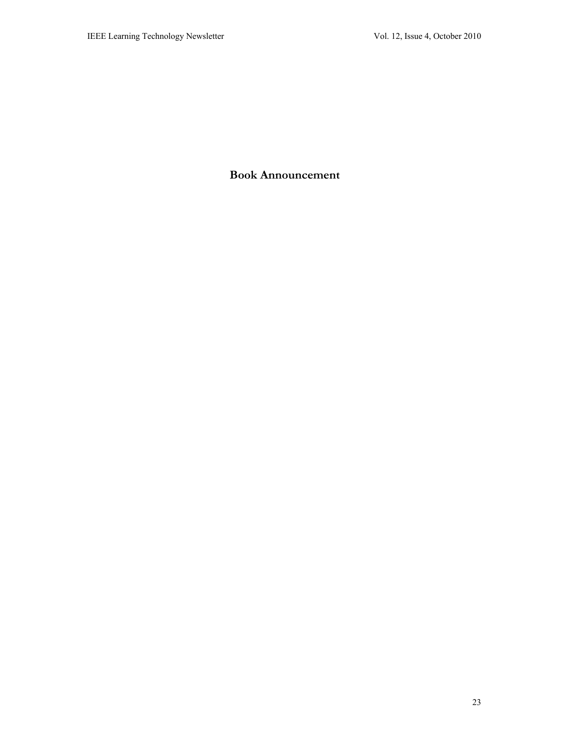# Book Announcement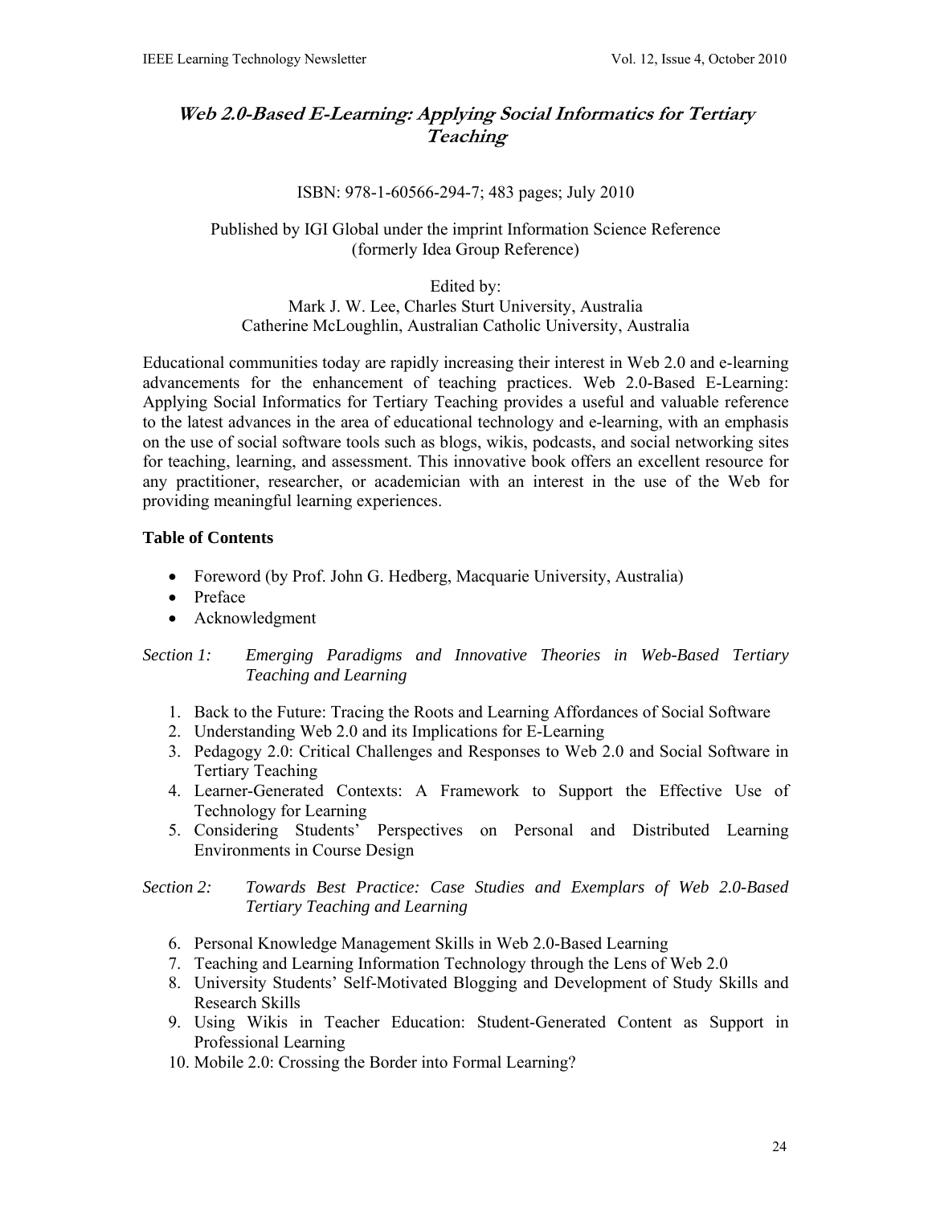## *Web 2.0-Based E-Learning: Applying Social Informatics for Tertiary Teaching*

ISBN: 978-1-60566-294-7; 483 pages; July 2010

Published by IGI Global under the imprint Information Science Reference (formerly Idea Group Reference)

Edited by:
Mark J. W. Lee, Charles Sturt University, Australia
Catherine McLoughlin, Australian Catholic University, Australia

Educational communities today are rapidly increasing their interest in Web 2.0 and e-learning advancements for the enhancement of teaching practices. Web 2.0-Based E-Learning: Applying Social Informatics for Tertiary Teaching provides a useful and valuable reference to the latest advances in the area of educational technology and e-learning, with an emphasis on the use of social software tools such as blogs, wikis, podcasts, and social networking sites for teaching, learning, and assessment. This innovative book offers an excellent resource for any practitioner, researcher, or academician with an interest in the use of the Web for providing meaningful learning experiences.

**Table of Contents**

- Foreword (by Prof. John G. Hedberg, Macquarie University, Australia)
- Preface
- Acknowledgment

*Section 1: Emerging Paradigms and Innovative Theories in Web-Based Tertiary Teaching and Learning*

1. Back to the Future: Tracing the Roots and Learning Affordances of Social Software
2. Understanding Web 2.0 and its Implications for E-Learning
3. Pedagogy 2.0: Critical Challenges and Responses to Web 2.0 and Social Software in Tertiary Teaching
4. Learner-Generated Contexts: A Framework to Support the Effective Use of Technology for Learning
5. Considering Students' Perspectives on Personal and Distributed Learning Environments in Course Design

*Section 2: Towards Best Practice: Case Studies and Exemplars of Web 2.0-Based Tertiary Teaching and Learning*

6. Personal Knowledge Management Skills in Web 2.0-Based Learning
7. Teaching and Learning Information Technology through the Lens of Web 2.0
8. University Students' Self-Motivated Blogging and Development of Study Skills and Research Skills
9. Using Wikis in Teacher Education: Student-Generated Content as Support in Professional Learning
10. Mobile 2.0: Crossing the Border into Formal Learning?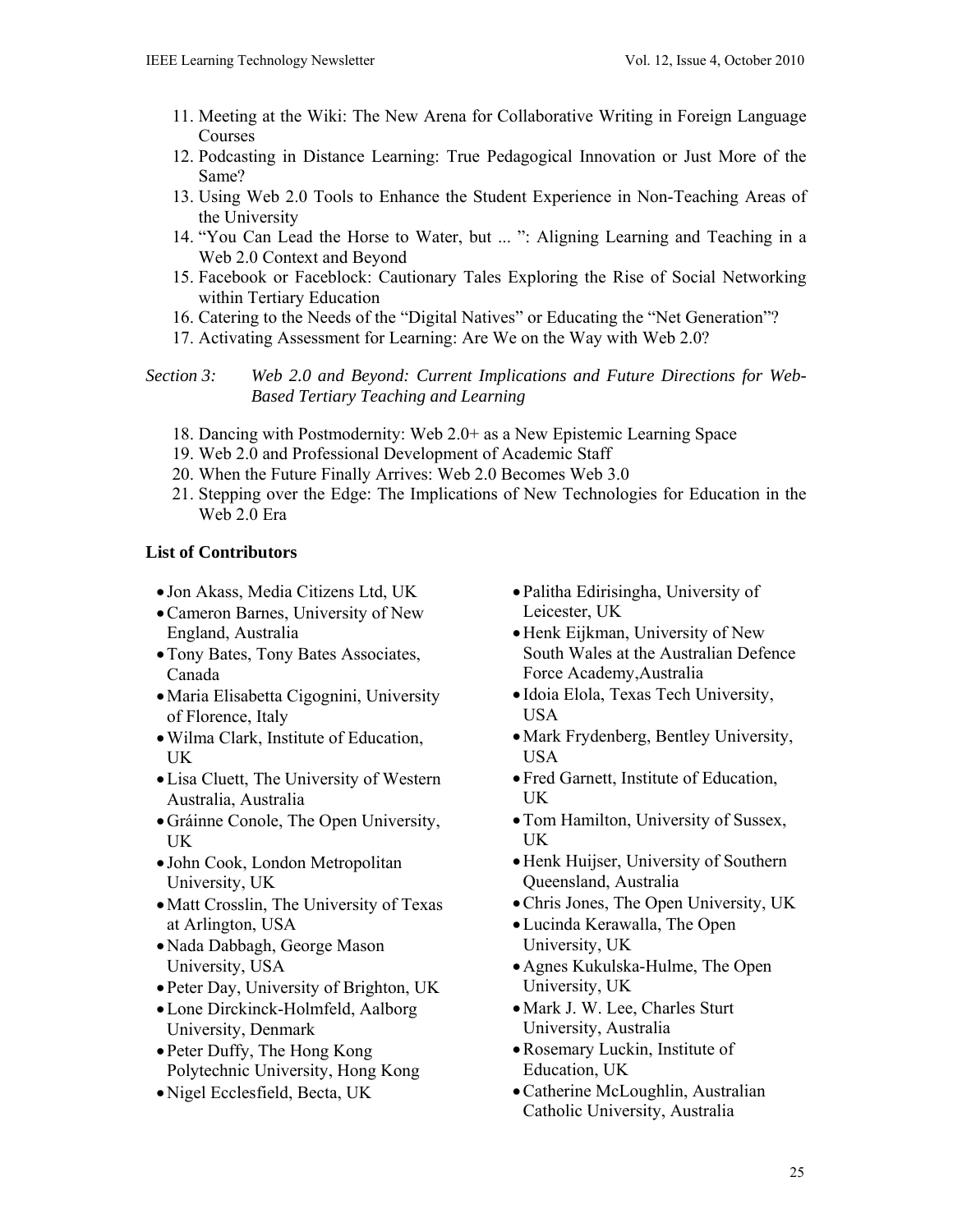11. Meeting at the Wiki: The New Arena for Collaborative Writing in Foreign Language Courses
12. Podcasting in Distance Learning: True Pedagogical Innovation or Just More of the Same?
13. Using Web 2.0 Tools to Enhance the Student Experience in Non-Teaching Areas of the University
14. "You Can Lead the Horse to Water, but ... ": Aligning Learning and Teaching in a Web 2.0 Context and Beyond
15. Facebook or Faceblock: Cautionary Tales Exploring the Rise of Social Networking within Tertiary Education
16. Catering to the Needs of the "Digital Natives" or Educating the "Net Generation"?
17. Activating Assessment for Learning: Are We on the Way with Web 2.0?

*Section 3: Web 2.0 and Beyond: Current Implications and Future Directions for Web-Based Tertiary Teaching and Learning*

18. Dancing with Postmodernity: Web 2.0+ as a New Epistemic Learning Space
19. Web 2.0 and Professional Development of Academic Staff
20. When the Future Finally Arrives: Web 2.0 Becomes Web 3.0
21. Stepping over the Edge: The Implications of New Technologies for Education in the Web 2.0 Era

**List of Contributors**

- Jon Akass, Media Citizens Ltd, UK
- Cameron Barnes, University of New England, Australia
- Tony Bates, Tony Bates Associates, Canada
- Maria Elisabetta Cigognini, University of Florence, Italy
- Wilma Clark, Institute of Education, UK
- Lisa Cluett, The University of Western Australia, Australia
- Gráinne Conole, The Open University, UK
- John Cook, London Metropolitan University, UK
- Matt Crosslin, The University of Texas at Arlington, USA
- Nada Dabbagh, George Mason University, USA
- Peter Day, University of Brighton, UK
- Lone Dirckinck-Holmfeld, Aalborg University, Denmark
- Peter Duffy, The Hong Kong Polytechnic University, Hong Kong
- Nigel Ecclesfield, Becta, UK
- Palitha Edirisingha, University of Leicester, UK
- Henk Eijkman, University of New South Wales at the Australian Defence Force Academy,Australia
- Idoia Elola, Texas Tech University, USA
- Mark Frydenberg, Bentley University, USA
- Fred Garnett, Institute of Education, UK
- Tom Hamilton, University of Sussex, UK
- Henk Huijser, University of Southern Queensland, Australia
- Chris Jones, The Open University, UK
- Lucinda Kerawalla, The Open University, UK
- Agnes Kukulska-Hulme, The Open University, UK
- Mark J. W. Lee, Charles Sturt University, Australia
- Rosemary Luckin, Institute of Education, UK
- Catherine McLoughlin, Australian Catholic University, Australia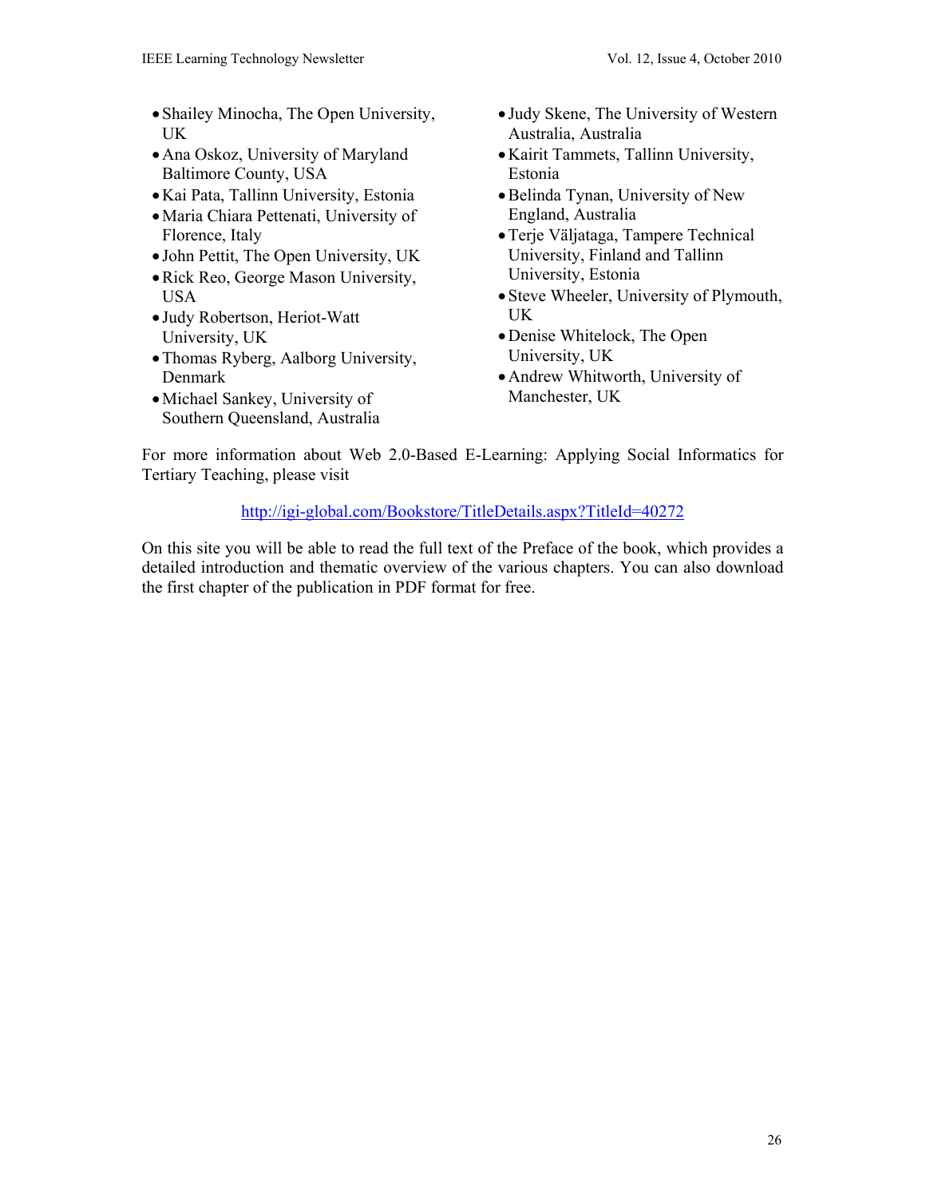- Shailey Minocha, The Open University, UK
- Ana Oskoz, University of Maryland Baltimore County, USA
- Kai Pata, Tallinn University, Estonia
- Maria Chiara Pettenati, University of Florence, Italy
- John Pettit, The Open University, UK
- Rick Reo, George Mason University, USA
- Judy Robertson, Heriot-Watt University, UK
- Thomas Ryberg, Aalborg University, Denmark
- Michael Sankey, University of Southern Queensland, Australia
- Judy Skene, The University of Western Australia, Australia
- Kairit Tammets, Tallinn University, Estonia
- Belinda Tynan, University of New England, Australia
- Terje Väljataga, Tampere Technical University, Finland and Tallinn University, Estonia
- Steve Wheeler, University of Plymouth, UK
- Denise Whitelock, The Open University, UK
- Andrew Whitworth, University of Manchester, UK

For more information about Web 2.0-Based E-Learning: Applying Social Informatics for Tertiary Teaching, please visit

http://igi-global.com/Bookstore/TitleDetails.aspx?TitleId=40272

On this site you will be able to read the full text of the Preface of the book, which provides a detailed introduction and thematic overview of the various chapters. You can also download the first chapter of the publication in PDF format for free.